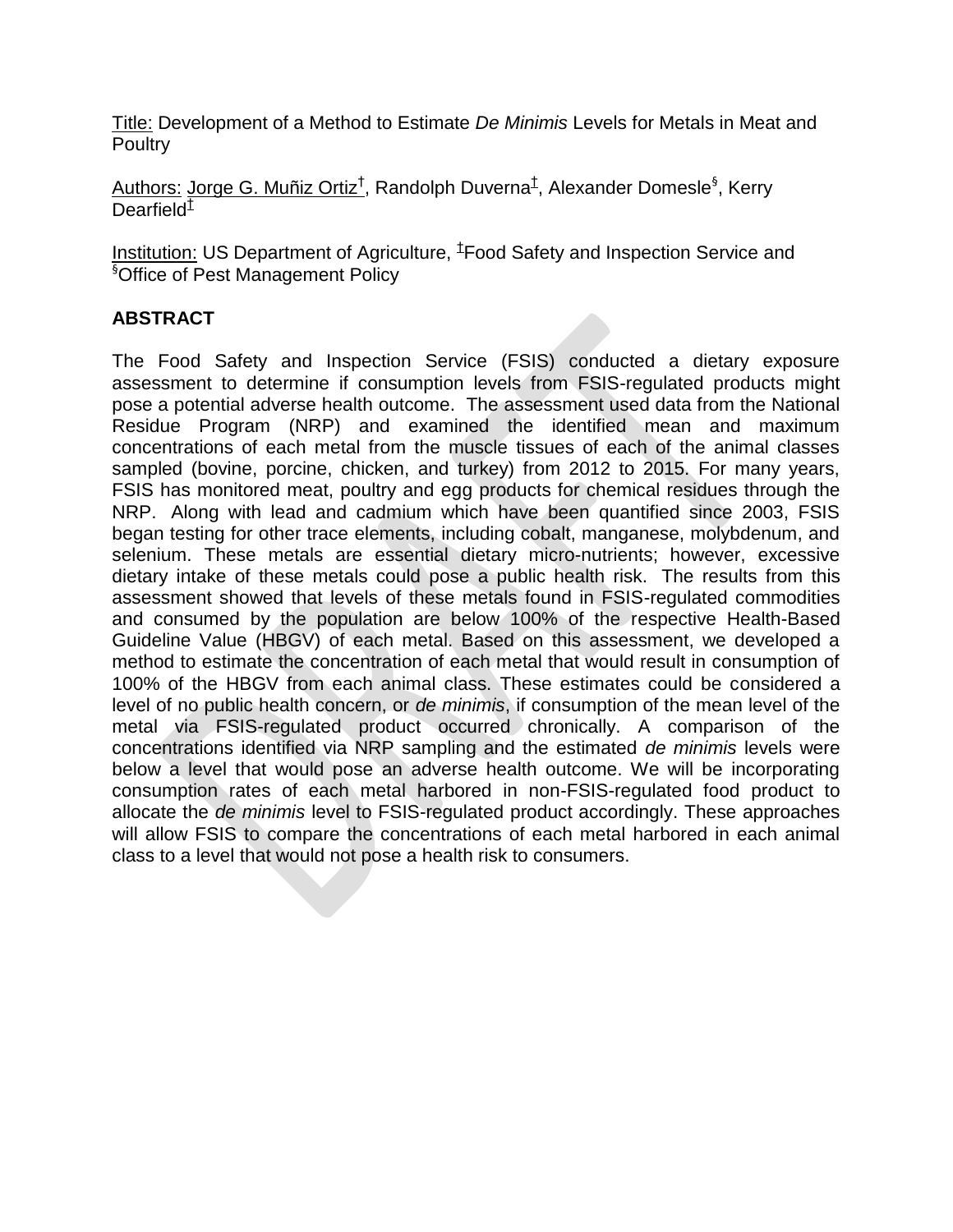Title: Development of a Method to Estimate *De Minimis* Levels for Metals in Meat and Poultry

Authors: Jorge G. Muñiz Ortiz[†], Randolph Duverna[‡], Alexander Domesle[§], Kerry Dearfield[‡]

Institution: US Department of Agriculture, [‡]Food Safety and Inspection Service and [§]Office of Pest Management Policy

## ABSTRACT

The Food Safety and Inspection Service (FSIS) conducted a dietary exposure assessment to determine if consumption levels from FSIS-regulated products might pose a potential adverse health outcome. The assessment used data from the National Residue Program (NRP) and examined the identified mean and maximum concentrations of each metal from the muscle tissues of each of the animal classes sampled (bovine, porcine, chicken, and turkey) from 2012 to 2015. For many years, FSIS has monitored meat, poultry and egg products for chemical residues through the NRP. Along with lead and cadmium which have been quantified since 2003, FSIS began testing for other trace elements, including cobalt, manganese, molybdenum, and selenium. These metals are essential dietary micro-nutrients; however, excessive dietary intake of these metals could pose a public health risk. The results from this assessment showed that levels of these metals found in FSIS-regulated commodities and consumed by the population are below 100% of the respective Health-Based Guideline Value (HBGV) of each metal. Based on this assessment, we developed a method to estimate the concentration of each metal that would result in consumption of 100% of the HBGV from each animal class. These estimates could be considered a level of no public health concern, or *de minimis*, if consumption of the mean level of the metal via FSIS-regulated product occurred chronically. A comparison of the concentrations identified via NRP sampling and the estimated *de minimis* levels were below a level that would pose an adverse health outcome. We will be incorporating consumption rates of each metal harbored in non-FSIS-regulated food product to allocate the *de minimis* level to FSIS-regulated product accordingly. These approaches will allow FSIS to compare the concentrations of each metal harbored in each animal class to a level that would not pose a health risk to consumers.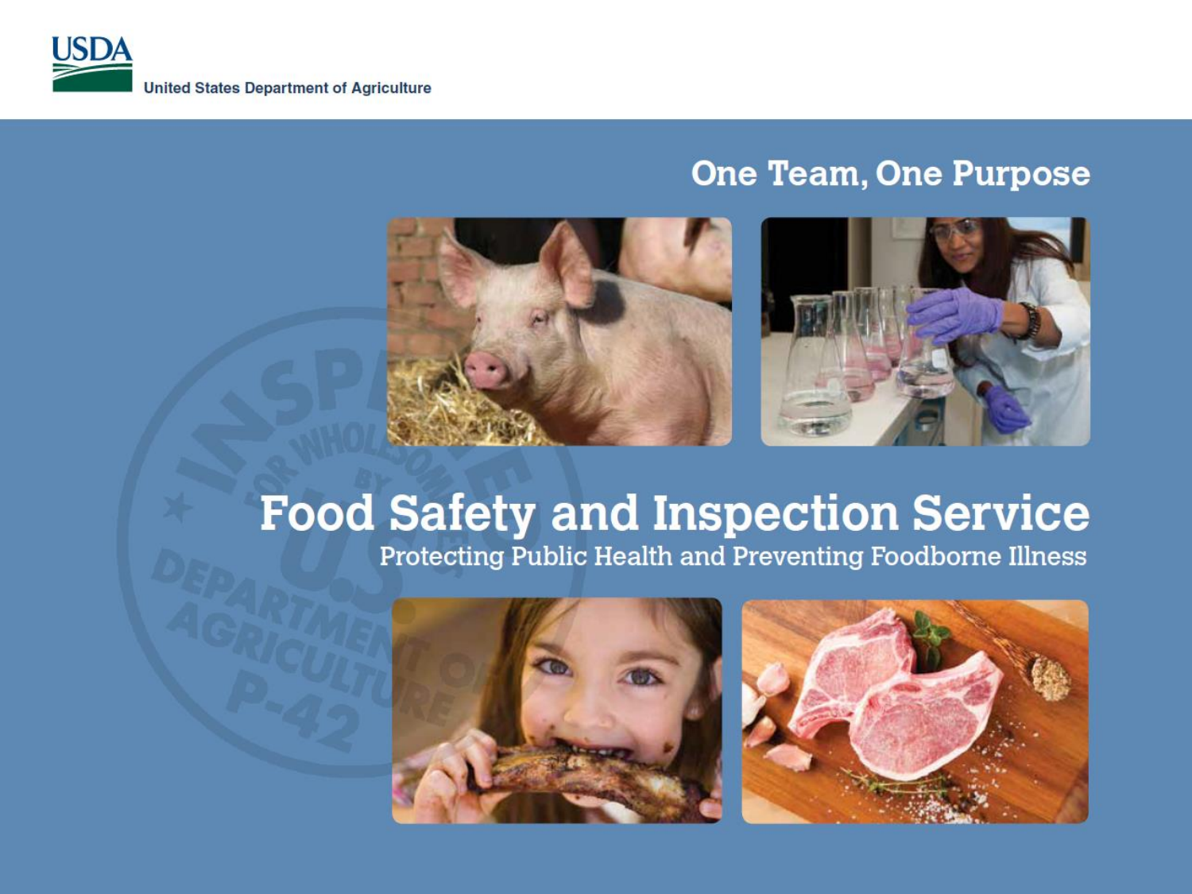USDA

United States Department of Agriculture

## One Team, One Purpose

# Food Safety and Inspection Service

Protecting Public Health and Preventing Foodborne Illness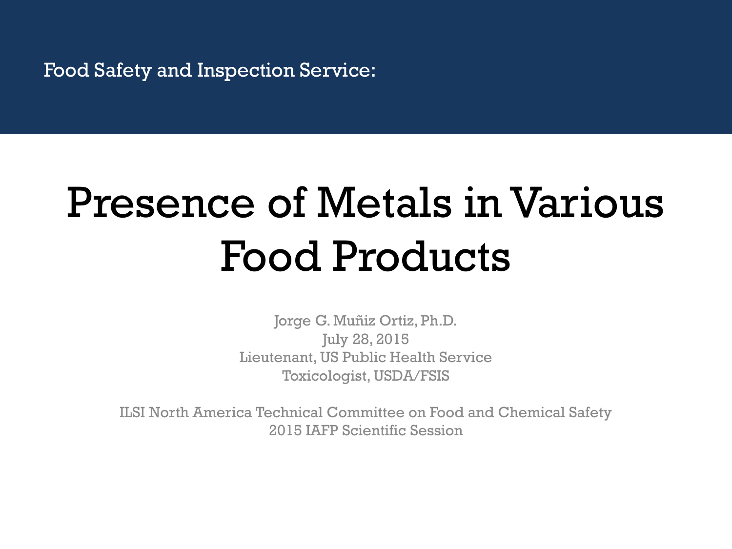Food Safety and Inspection Service:

# Presence of Metals in Various Food Products

Jorge G. Muñiz Ortiz, Ph.D.
July 28, 2015
Lieutenant, US Public Health Service
Toxicologist, USDA/FSIS

ILSI North America Technical Committee on Food and Chemical Safety
2015 IAFP Scientific Session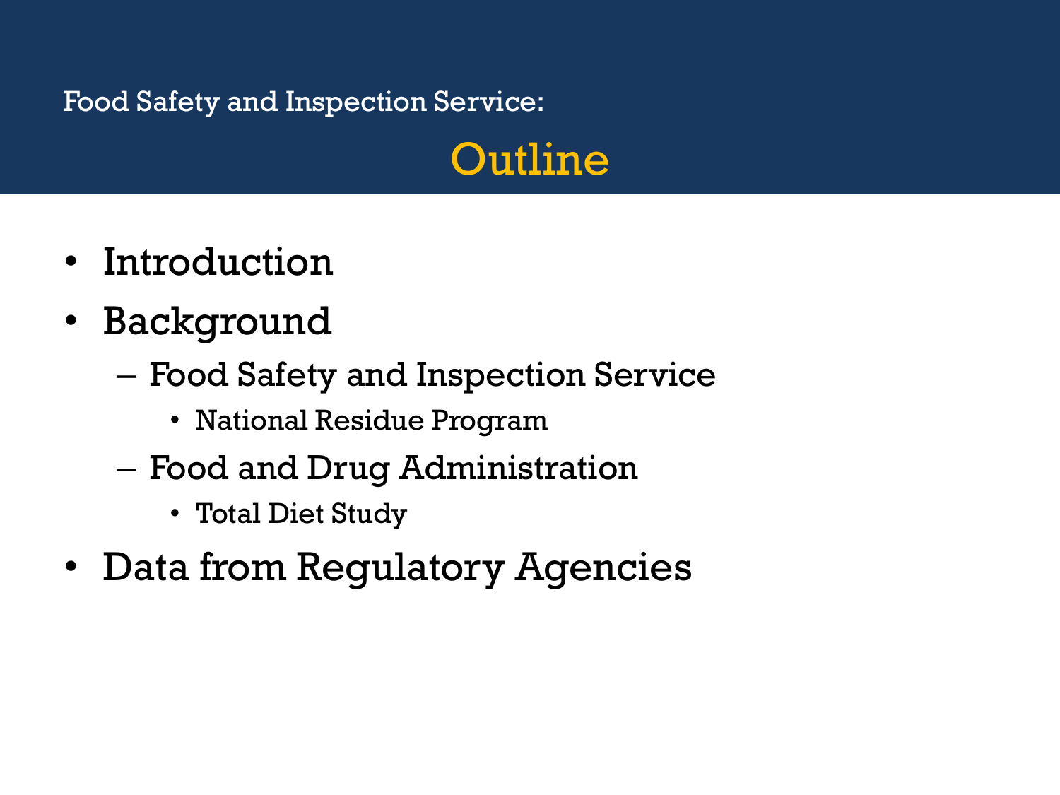Food Safety and Inspection Service:

# Outline

- Introduction
- Background
  - Food Safety and Inspection Service
    - National Residue Program
  - Food and Drug Administration
    - Total Diet Study
- Data from Regulatory Agencies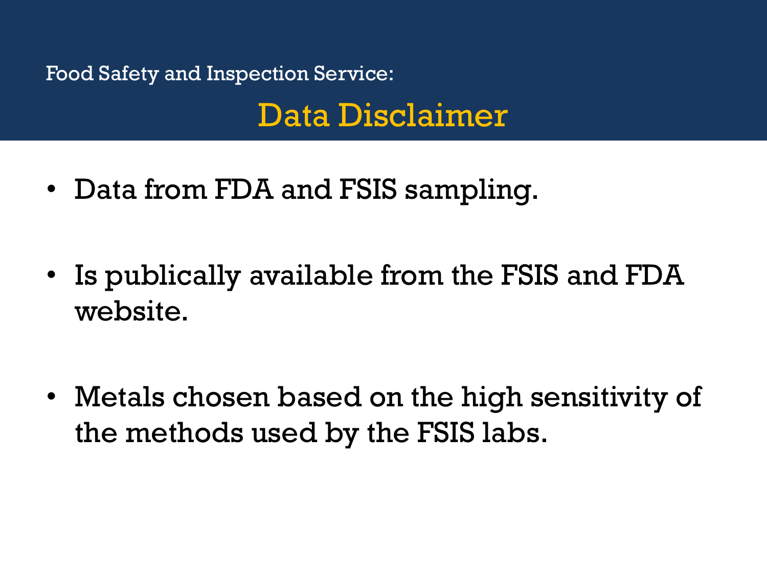Food Safety and Inspection Service:

# Data Disclaimer

- Data from FDA and FSIS sampling.
- Is publically available from the FSIS and FDA website.
- Metals chosen based on the high sensitivity of the methods used by the FSIS labs.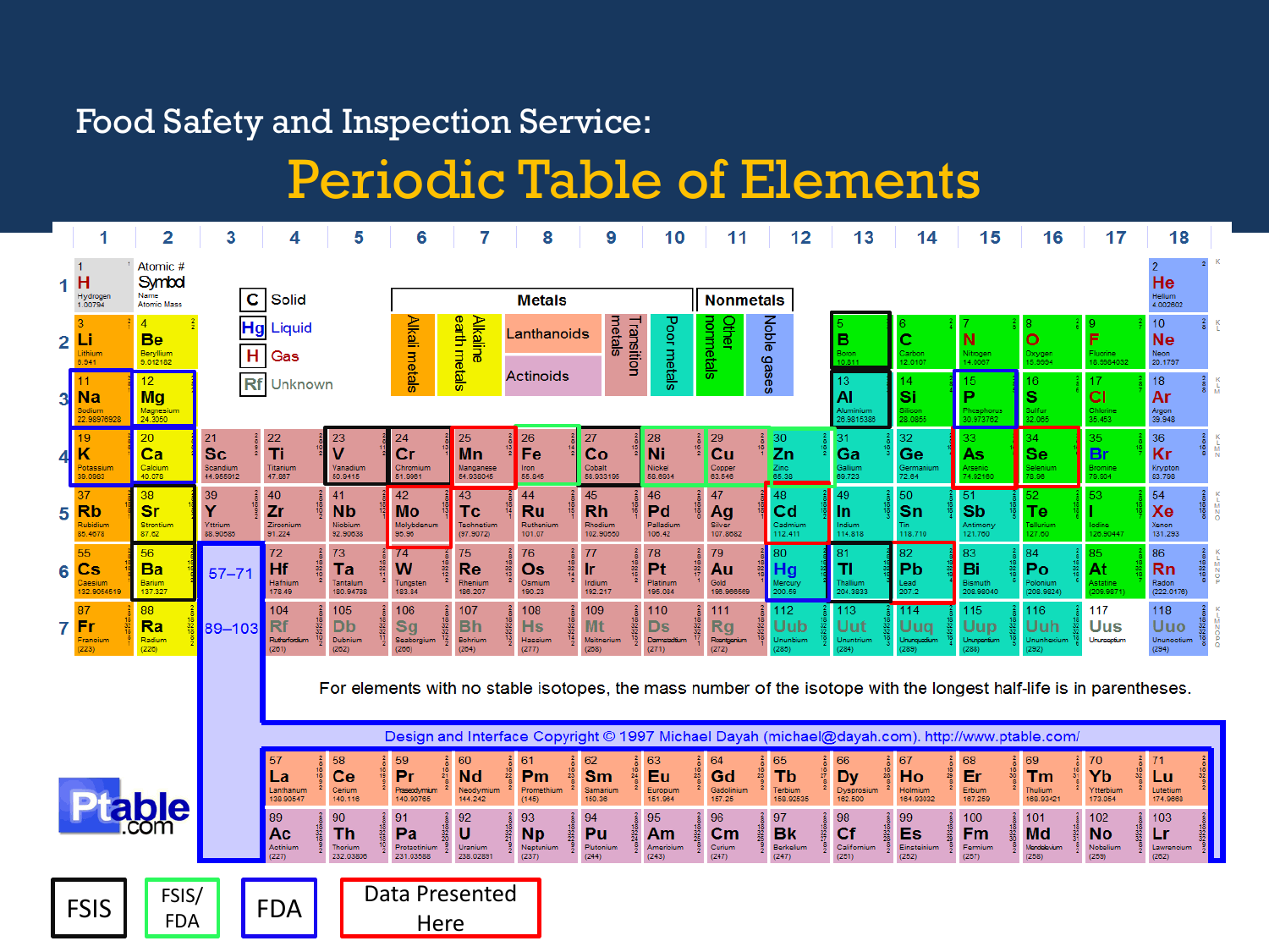# Food Safety and Inspection Service:

## Periodic Table of Elements

| | 1 | 2 | 3 | 4 | 5 | 6 | 7 | 8 | 9 | 10 | 11 | 12 | 13 | 14 | 15 | 16 | 17 | 18 |
|---|---|---|---|---|---|---|---|---|---|---|---|---|---|---|---|---|---|---|
| 1 | 1 H Hydrogen 1.00794 | | | | | | | | | | | | | | | | | 2 He Helium 4.002602 |
| 2 | 3 Li Lithium 6.941 | 4 Be Beryllium 9.012182 | | | | | | | | | | | 5 B Boron 10.811 | 6 C Carbon 12.0107 | 7 N Nitrogen 14.0067 | 8 O Oxygen 15.9994 | 9 F Fluorine 18.9984032 | 10 Ne Neon 20.1797 |
| 3 | 11 Na Sodium 22.98976928 | 12 Mg Magnesium 24.3050 | | | | | | | | | | | 13 Al Aluminium 26.9815386 | 14 Si Silicon 28.0855 | 15 P Phosphorus 30.973762 | 16 S Sulfur 32.065 | 17 Cl Chlorine 35.453 | 18 Ar Argon 39.948 |
| 4 | 19 K Potassium 39.0983 | 20 Ca Calcium 40.078 | 21 Sc Scandium 44.955912 | 22 Ti Titanium 47.867 | 23 V Vanadium 50.9415 | 24 Cr Chromium 51.9961 | 25 Mn Manganese 54.938045 | 26 Fe Iron 55.845 | 27 Co Cobalt 58.933195 | 28 Ni Nickel 58.6934 | 29 Cu Copper 63.546 | 30 Zn Zinc 65.38 | 31 Ga Gallium 69.723 | 32 Ge Germanium 72.64 | 33 As Arsenic 74.92160 | 34 Se Selenium 78.96 | 35 Br Bromine 79.904 | 36 Kr Krypton 83.798 |
| 5 | 37 Rb Rubidium 85.4678 | 38 Sr Strontium 87.62 | 39 Y Yttrium 88.90585 | 40 Zr Zirconium 91.224 | 41 Nb Niobium 92.90638 | 42 Mo Molybdenum 95.96 | 43 Tc Technetium (97.9072) | 44 Ru Ruthenium 101.07 | 45 Rh Rhodium 102.90550 | 46 Pd Palladium 106.42 | 47 Ag Silver 107.8682 | 48 Cd Cadmium 112.411 | 49 In Indium 114.818 | 50 Sn Tin 118.710 | 51 Sb Antimony 121.760 | 52 Te Tellurium 127.60 | 53 I Iodine 126.90447 | 54 Xe Xenon 131.293 |
| 6 | 55 Cs Caesium 132.9054519 | 56 Ba Barium 137.327 | 57–71 | 72 Hf Hafnium 178.49 | 73 Ta Tantalum 180.94788 | 74 W Tungsten 183.84 | 75 Re Rhenium 186.207 | 76 Os Osmium 190.23 | 77 Ir Iridium 192.217 | 78 Pt Platinum 195.084 | 79 Au Gold 196.966569 | 80 Hg Mercury 200.59 | 81 Tl Thallium 204.3833 | 82 Pb Lead 207.2 | 83 Bi Bismuth 208.98040 | 84 Po Polonium (208.9824) | 85 At Astatine (209.9871) | 86 Rn Radon (222.0176) |
| 7 | 87 Fr Francium (223) | 88 Ra Radium (226) | 89–103 | 104 Rf Rutherfordium (261) | 105 Db Dubnium (262) | 106 Sg Seaborgium (266) | 107 Bh Bohrium (264) | 108 Hs Hassium (277) | 109 Mt Meitnerium (268) | 110 Ds Darmstadtium (271) | 111 Rg Roentgenium (272) | 112 Uub Ununbium (285) | 113 Uut Ununtrium (284) | 114 Uuq Ununquadium (289) | 115 Uup Ununpentium (288) | 116 Uuh Ununhexium (292) | 117 Uus Ununseptium | 118 Uuo Ununoctium (294) |

| 57 La Lanthanum 138.90547 | 58 Ce Cerium 140.116 | 59 Pr Praseodymium 140.90765 | 60 Nd Neodymium 144.242 | 61 Pm Promethium (145) | 62 Sm Samarium 150.36 | 63 Eu Europium 151.964 | 64 Gd Gadolinium 157.25 | 65 Tb Terbium 158.92535 | 66 Dy Dysprosium 162.500 | 67 Ho Holmium 164.93032 | 68 Er Erbium 167.259 | 69 Tm Thulium 168.93421 | 70 Yb Ytterbium 173.054 | 71 Lu Lutetium 174.9668 |
|---|---|---|---|---|---|---|---|---|---|---|---|---|---|---|
| 89 Ac Actinium (227) | 90 Th Thorium 232.03806 | 91 Pa Protactinium 231.03588 | 92 U Uranium 238.02891 | 93 Np Neptunium (237) | 94 Pu Plutonium (244) | 95 Am Americium (243) | 96 Cm Curium (247) | 97 Bk Berkelium (247) | 98 Cf Californium (251) | 99 Es Einsteinium (252) | 100 Fm Fermium (257) | 101 Md Mendelevium (258) | 102 No Nobelium (259) | 103 Lr Lawrencium (262) |

Atomic # / Symbol / Name / Atomic Mass

C Solid · Hg Liquid · H Gas · Rf Unknown

Metals: Alkali metals, Alkaline earth metals, Lanthanoids, Actinoids, Transition metals, Poor metals

Nonmetals: Other nonmetals, Noble gases

For elements with no stable isotopes, the mass number of the isotope with the longest half-life is in parentheses.

Design and Interface Copyright © 1997 Michael Dayah (michael@dayah.com). http://www.ptable.com/

Ptable.com

FSIS | FSIS/FDA | FDA | Data Presented Here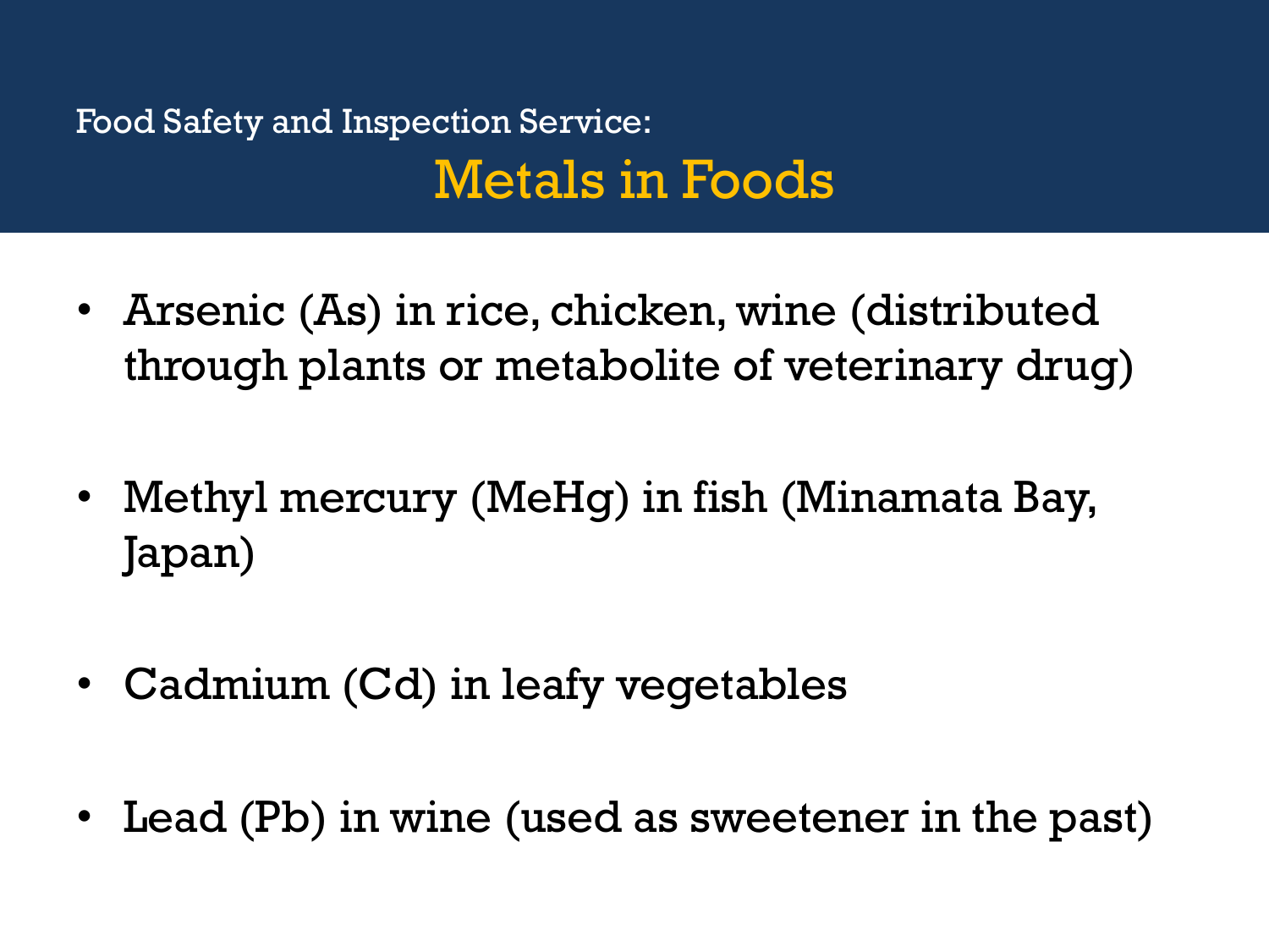Food Safety and Inspection Service:

# Metals in Foods

- Arsenic (As) in rice, chicken, wine (distributed through plants or metabolite of veterinary drug)
- Methyl mercury (MeHg) in fish (Minamata Bay, Japan)
- Cadmium (Cd) in leafy vegetables
- Lead (Pb) in wine (used as sweetener in the past)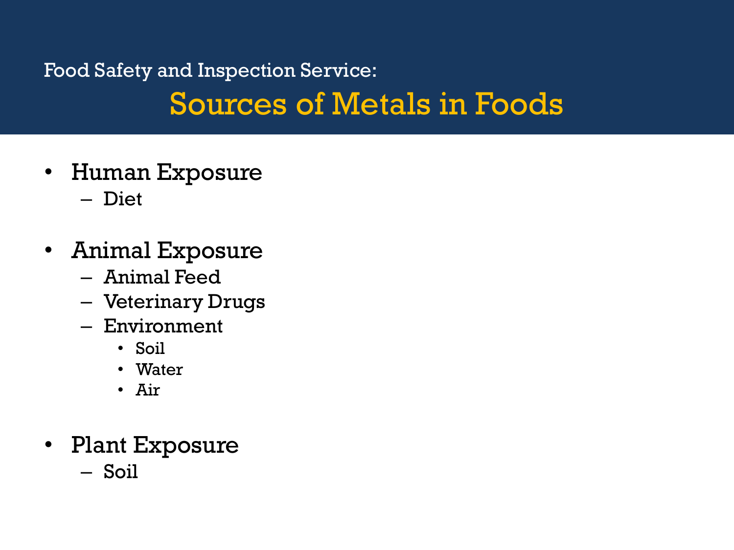Food Safety and Inspection Service:

# Sources of Metals in Foods

- Human Exposure
  - Diet
- Animal Exposure
  - Animal Feed
  - Veterinary Drugs
  - Environment
    - Soil
    - Water
    - Air
- Plant Exposure
  - Soil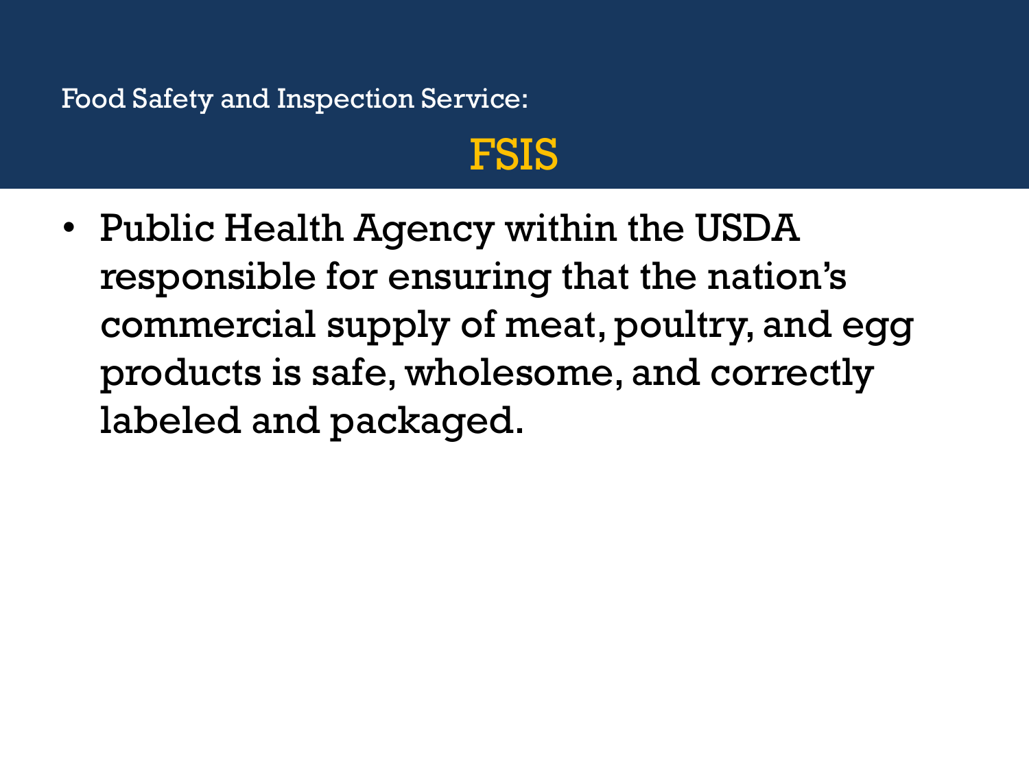Food Safety and Inspection Service:

# FSIS

- Public Health Agency within the USDA responsible for ensuring that the nation's commercial supply of meat, poultry, and egg products is safe, wholesome, and correctly labeled and packaged.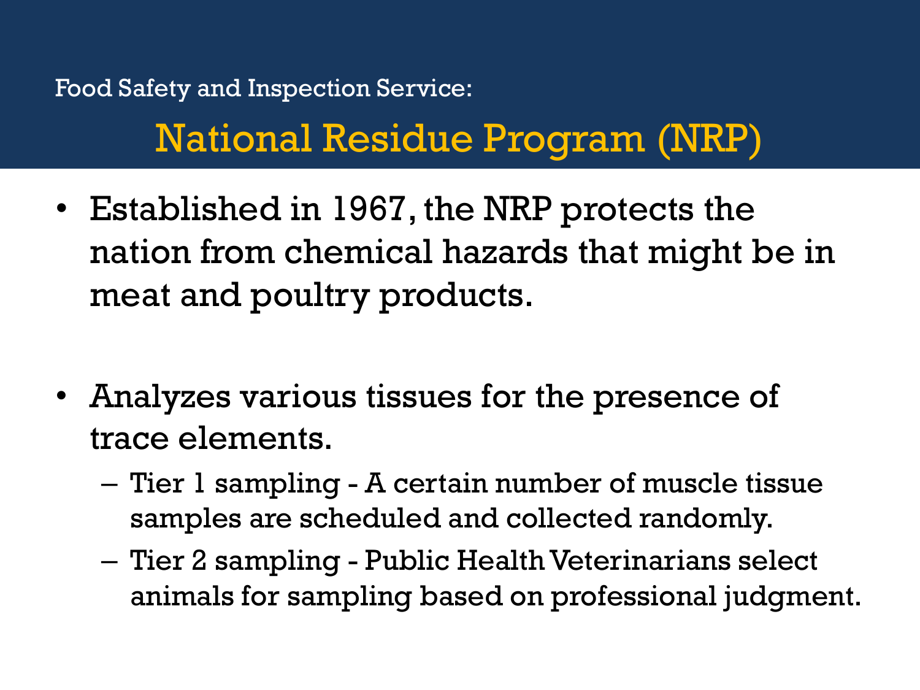Food Safety and Inspection Service:

# National Residue Program (NRP)

- Established in 1967, the NRP protects the nation from chemical hazards that might be in meat and poultry products.

- Analyzes various tissues for the presence of trace elements.
  - Tier 1 sampling - A certain number of muscle tissue samples are scheduled and collected randomly.
  - Tier 2 sampling - Public Health Veterinarians select animals for sampling based on professional judgment.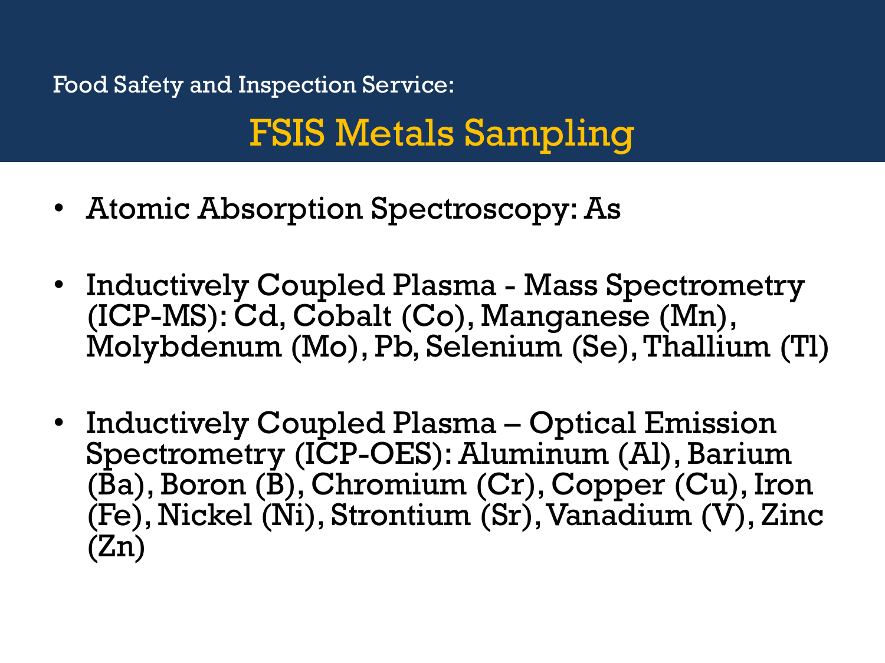Food Safety and Inspection Service:

# FSIS Metals Sampling

- Atomic Absorption Spectroscopy: As
- Inductively Coupled Plasma - Mass Spectrometry (ICP-MS): Cd, Cobalt (Co), Manganese (Mn), Molybdenum (Mo), Pb, Selenium (Se), Thallium (Tl)
- Inductively Coupled Plasma – Optical Emission Spectrometry (ICP-OES): Aluminum (Al), Barium (Ba), Boron (B), Chromium (Cr), Copper (Cu), Iron (Fe), Nickel (Ni), Strontium (Sr), Vanadium (V), Zinc (Zn)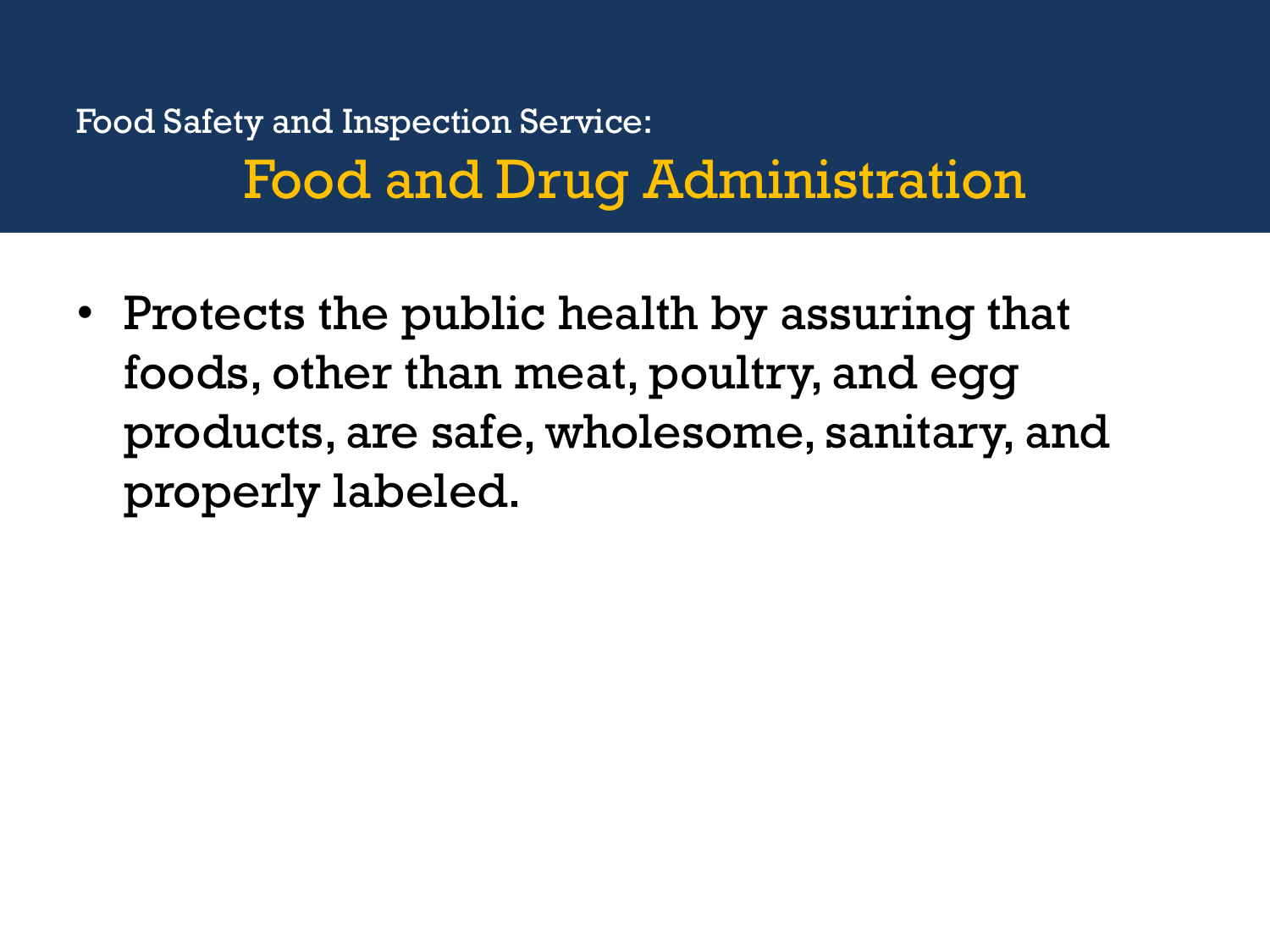Food Safety and Inspection Service:

# Food and Drug Administration

- Protects the public health by assuring that foods, other than meat, poultry, and egg products, are safe, wholesome, sanitary, and properly labeled.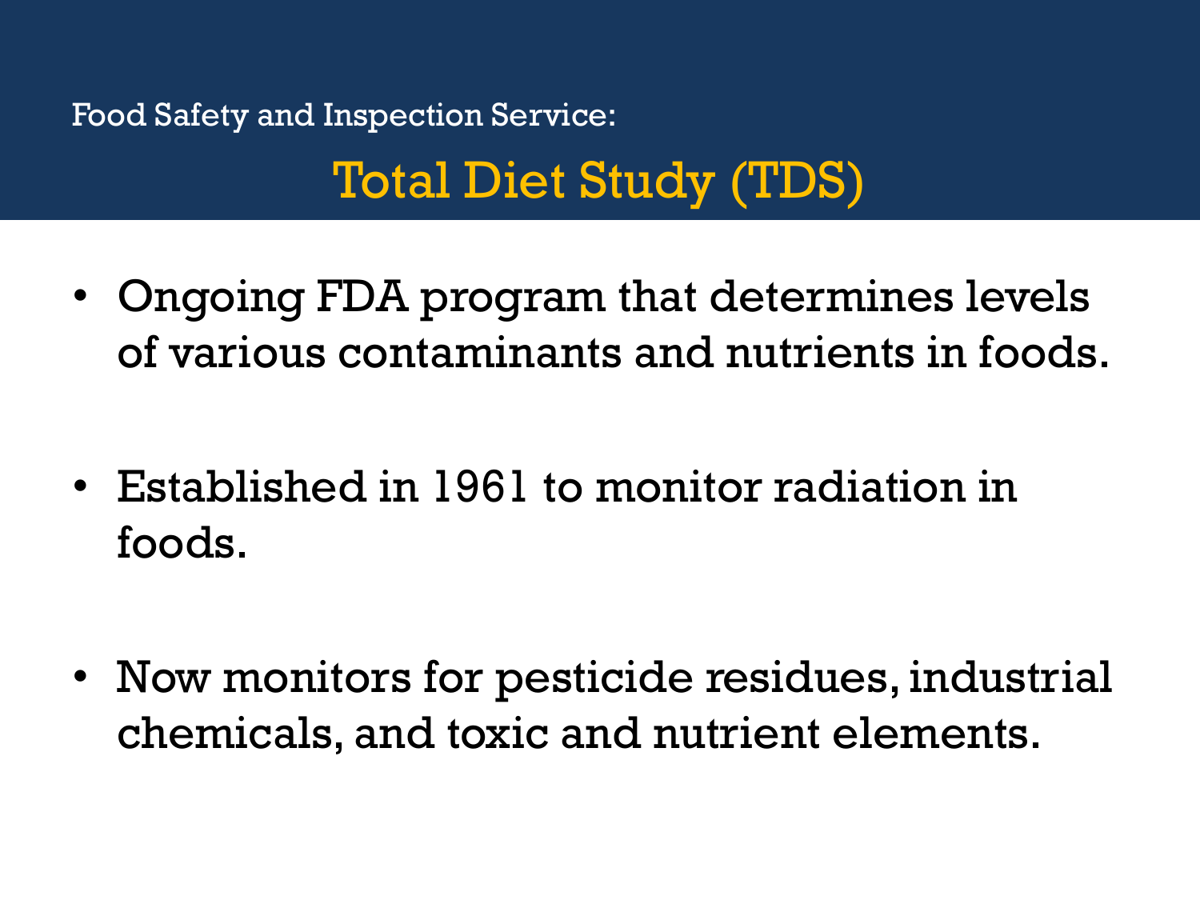Food Safety and Inspection Service:

# Total Diet Study (TDS)

- Ongoing FDA program that determines levels of various contaminants and nutrients in foods.
- Established in 1961 to monitor radiation in foods.
- Now monitors for pesticide residues, industrial chemicals, and toxic and nutrient elements.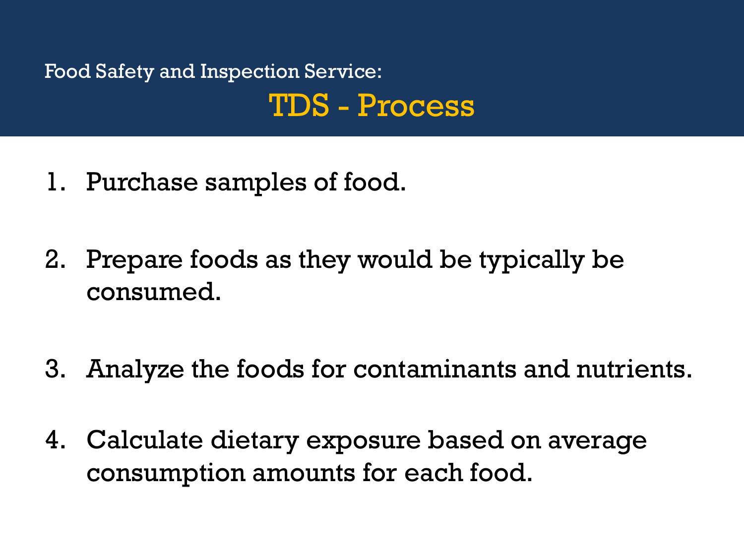Food Safety and Inspection Service:

# TDS - Process

1. Purchase samples of food.
2. Prepare foods as they would be typically be consumed.
3. Analyze the foods for contaminants and nutrients.
4. Calculate dietary exposure based on average consumption amounts for each food.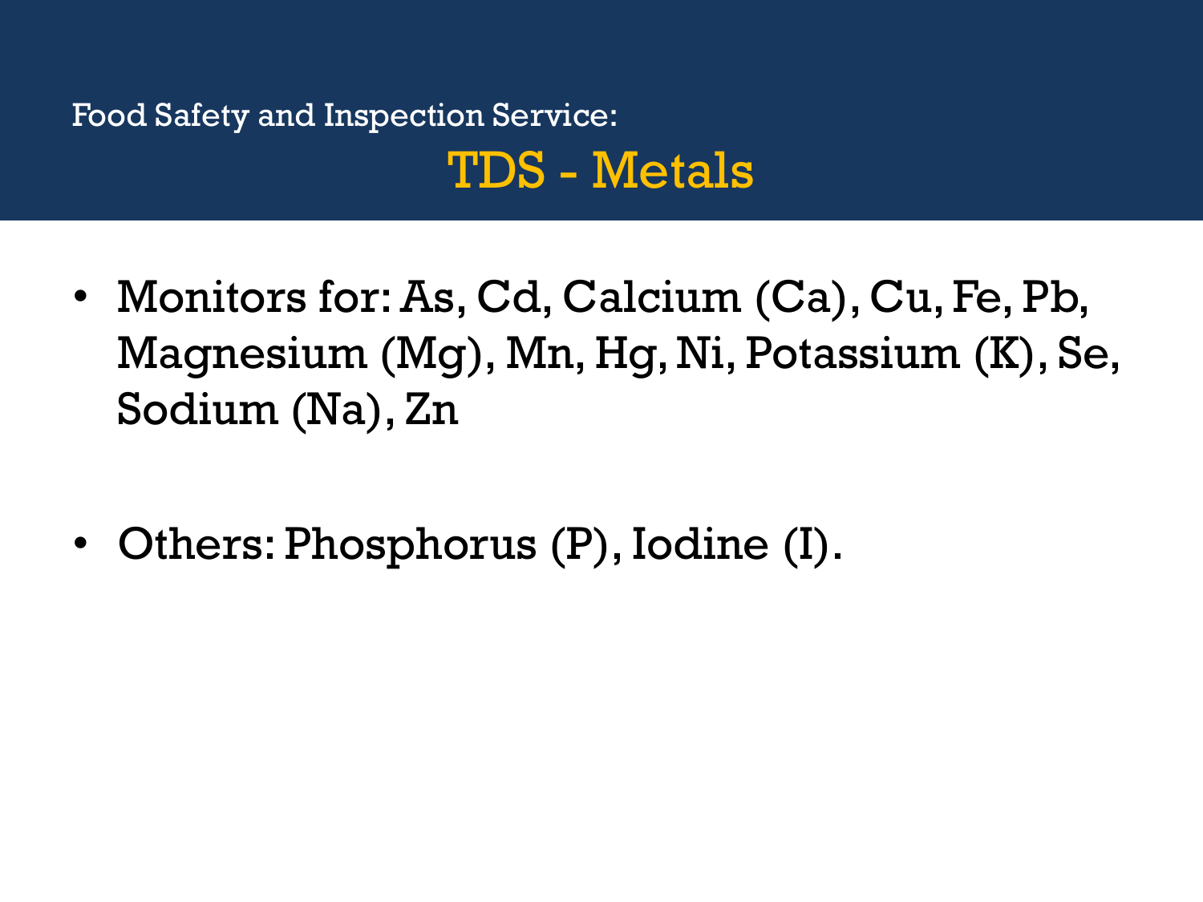Food Safety and Inspection Service:

# TDS - Metals

- Monitors for: As, Cd, Calcium (Ca), Cu, Fe, Pb, Magnesium (Mg), Mn, Hg, Ni, Potassium (K), Se, Sodium (Na), Zn
- Others: Phosphorus (P), Iodine (I).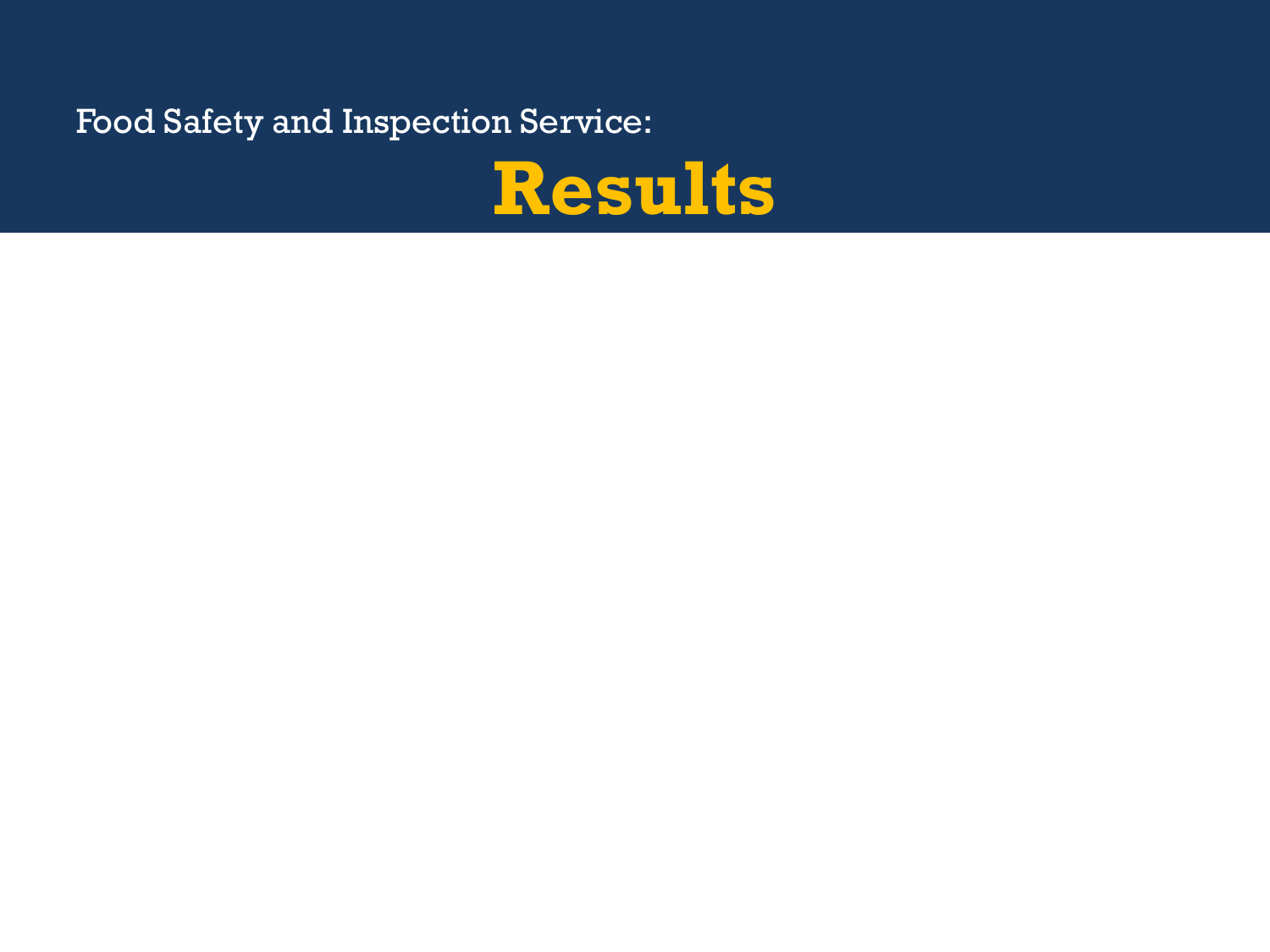Food Safety and Inspection Service:

# Results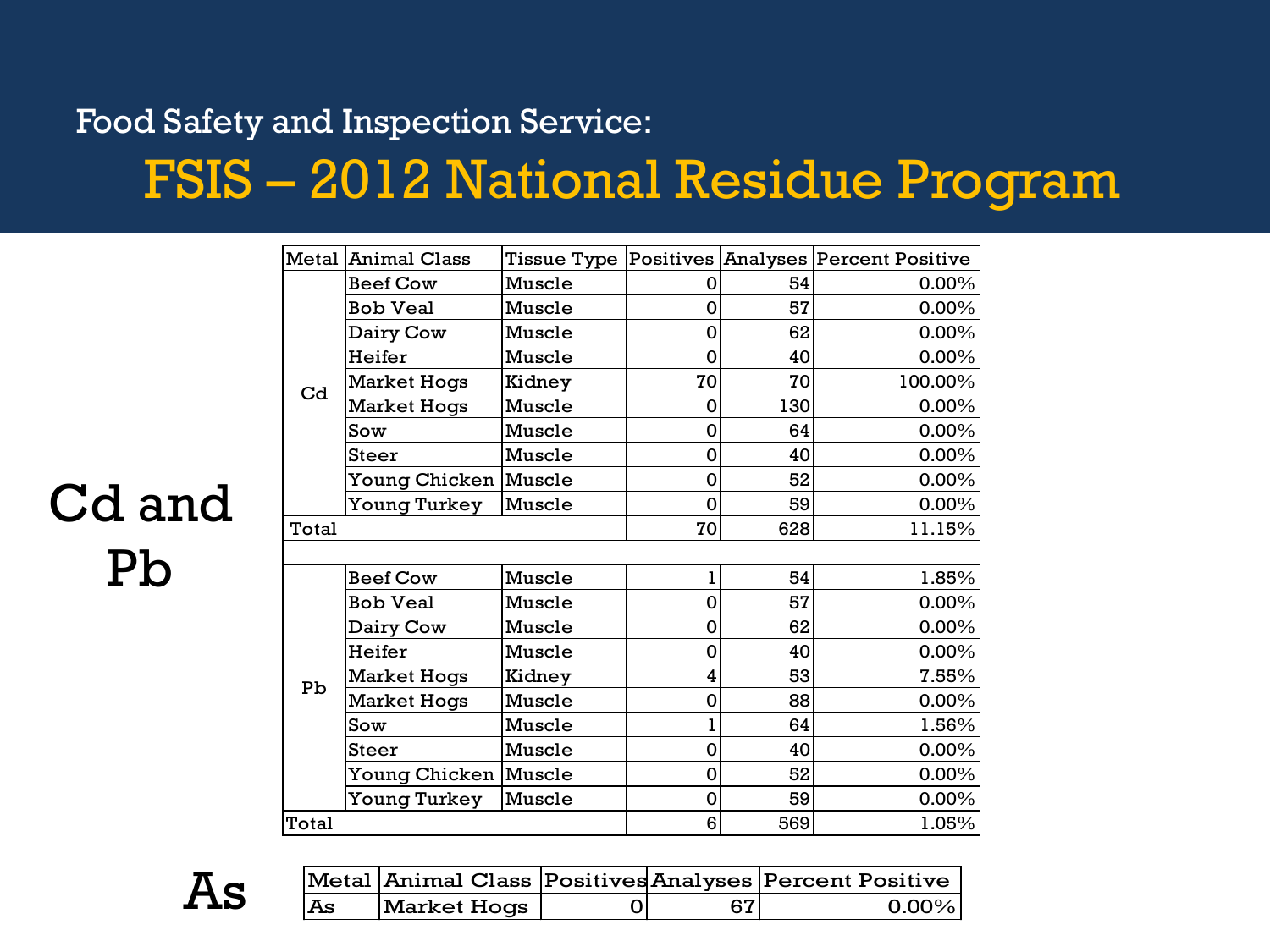Food Safety and Inspection Service:

# FSIS – 2012 National Residue Program

## Cd and Pb

| Metal | Animal Class | Tissue Type | Positives | Analyses | Percent Positive |
|---|---|---|---|---|---|
| Cd | Beef Cow | Muscle | 0 | 54 | 0.00% |
| | Bob Veal | Muscle | 0 | 57 | 0.00% |
| | Dairy Cow | Muscle | 0 | 62 | 0.00% |
| | Heifer | Muscle | 0 | 40 | 0.00% |
| | Market Hogs | Kidney | 70 | 70 | 100.00% |
| | Market Hogs | Muscle | 0 | 130 | 0.00% |
| | Sow | Muscle | 0 | 64 | 0.00% |
| | Steer | Muscle | 0 | 40 | 0.00% |
| | Young Chicken | Muscle | 0 | 52 | 0.00% |
| | Young Turkey | Muscle | 0 | 59 | 0.00% |
| Total | | | 70 | 628 | 11.15% |
| | | | | | |
| Pb | Beef Cow | Muscle | 1 | 54 | 1.85% |
| | Bob Veal | Muscle | 0 | 57 | 0.00% |
| | Dairy Cow | Muscle | 0 | 62 | 0.00% |
| | Heifer | Muscle | 0 | 40 | 0.00% |
| | Market Hogs | Kidney | 4 | 53 | 7.55% |
| | Market Hogs | Muscle | 0 | 88 | 0.00% |
| | Sow | Muscle | 1 | 64 | 1.56% |
| | Steer | Muscle | 0 | 40 | 0.00% |
| | Young Chicken | Muscle | 0 | 52 | 0.00% |
| | Young Turkey | Muscle | 0 | 59 | 0.00% |
| Total | | | 6 | 569 | 1.05% |

## As

| Metal | Animal Class | Positives | Analyses | Percent Positive |
|---|---|---|---|---|
| As | Market Hogs | 0 | 67 | 0.00% |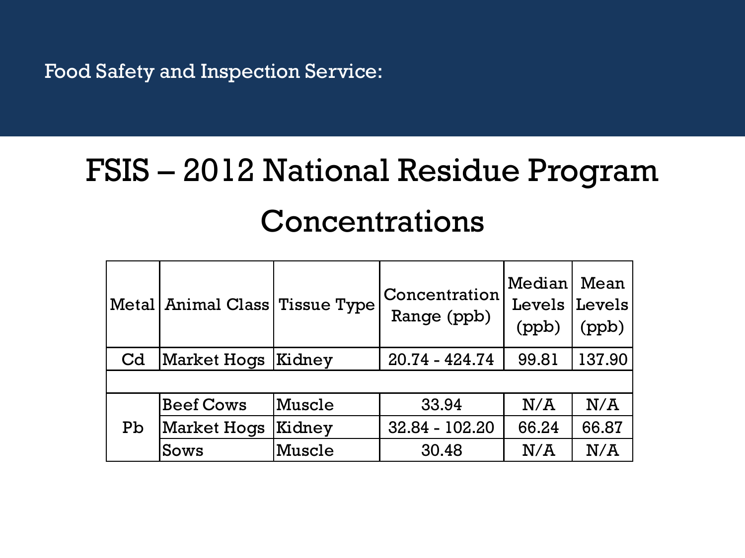Food Safety and Inspection Service:

# FSIS – 2012 National Residue Program Concentrations

| Metal | Animal Class | Tissue Type | Concentration Range (ppb) | Median Levels (ppb) | Mean Levels (ppb) |
|---|---|---|---|---|---|
| Cd | Market Hogs | Kidney | 20.74 - 424.74 | 99.81 | 137.90 |
| | | | | | |
| Pb | Beef Cows | Muscle | 33.94 | N/A | N/A |
| | Market Hogs | Kidney | 32.84 - 102.20 | 66.24 | 66.87 |
| | Sows | Muscle | 30.48 | N/A | N/A |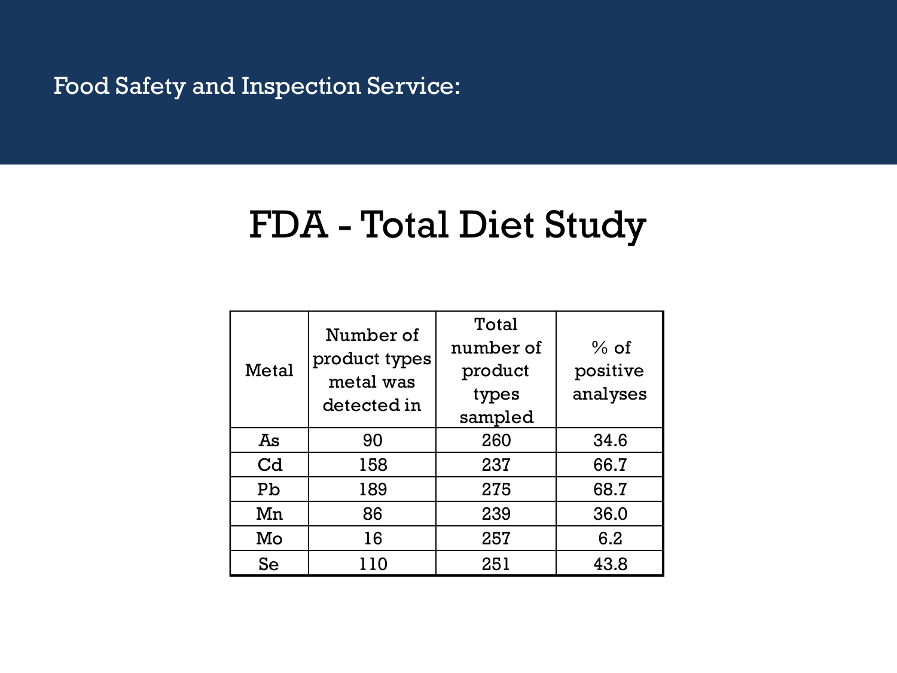Food Safety and Inspection Service:

# FDA - Total Diet Study

| Metal | Number of product types metal was detected in | Total number of product types sampled | % of positive analyses |
|---|---|---|---|
| As | 90 | 260 | 34.6 |
| Cd | 158 | 237 | 66.7 |
| Pb | 189 | 275 | 68.7 |
| Mn | 86 | 239 | 36.0 |
| Mo | 16 | 257 | 6.2 |
| Se | 110 | 251 | 43.8 |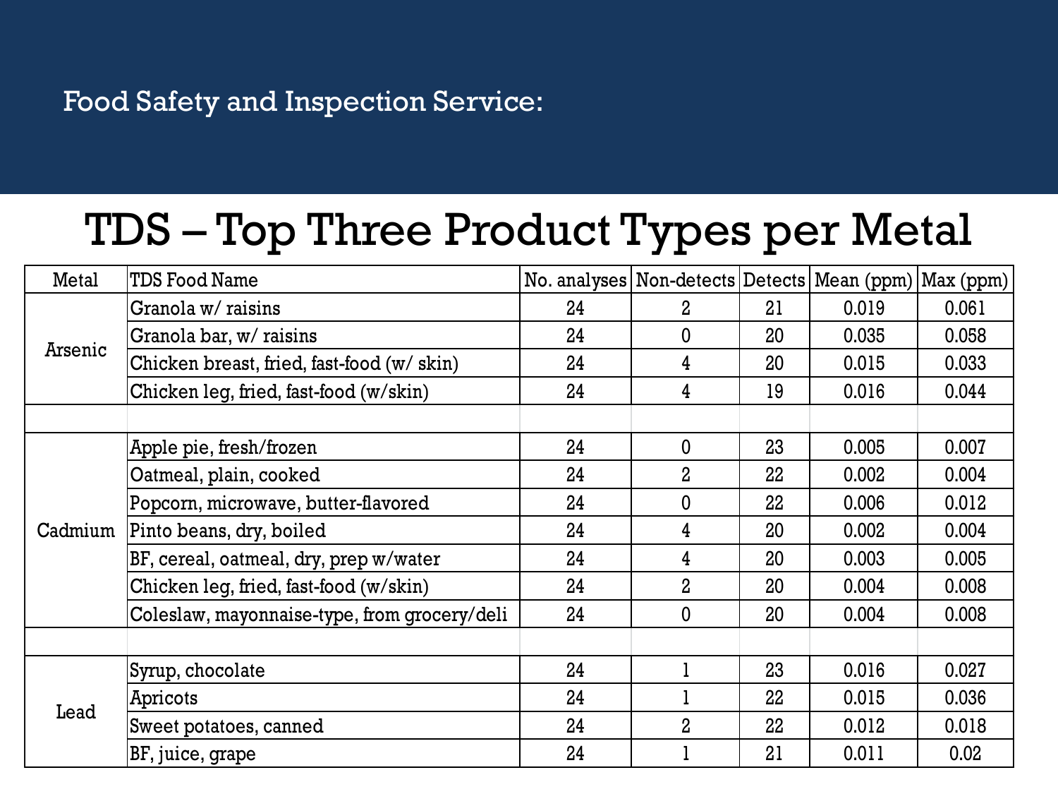Food Safety and Inspection Service:

# TDS – Top Three Product Types per Metal

| Metal | TDS Food Name | No. analyses | Non-detects | Detects | Mean (ppm) | Max (ppm) |
|---|---|---|---|---|---|---|
| Arsenic | Granola w/ raisins | 24 | 2 | 21 | 0.019 | 0.061 |
| | Granola bar, w/ raisins | 24 | 0 | 20 | 0.035 | 0.058 |
| | Chicken breast, fried, fast-food (w/ skin) | 24 | 4 | 20 | 0.015 | 0.033 |
| | Chicken leg, fried, fast-food (w/skin) | 24 | 4 | 19 | 0.016 | 0.044 |
| | | | | | | |
| Cadmium | Apple pie, fresh/frozen | 24 | 0 | 23 | 0.005 | 0.007 |
| | Oatmeal, plain, cooked | 24 | 2 | 22 | 0.002 | 0.004 |
| | Popcorn, microwave, butter-flavored | 24 | 0 | 22 | 0.006 | 0.012 |
| | Pinto beans, dry, boiled | 24 | 4 | 20 | 0.002 | 0.004 |
| | BF, cereal, oatmeal, dry, prep w/water | 24 | 4 | 20 | 0.003 | 0.005 |
| | Chicken leg, fried, fast-food (w/skin) | 24 | 2 | 20 | 0.004 | 0.008 |
| | Coleslaw, mayonnaise-type, from grocery/deli | 24 | 0 | 20 | 0.004 | 0.008 |
| | | | | | | |
| Lead | Syrup, chocolate | 24 | 1 | 23 | 0.016 | 0.027 |
| | Apricots | 24 | 1 | 22 | 0.015 | 0.036 |
| | Sweet potatoes, canned | 24 | 2 | 22 | 0.012 | 0.018 |
| | BF, juice, grape | 24 | 1 | 21 | 0.011 | 0.02 |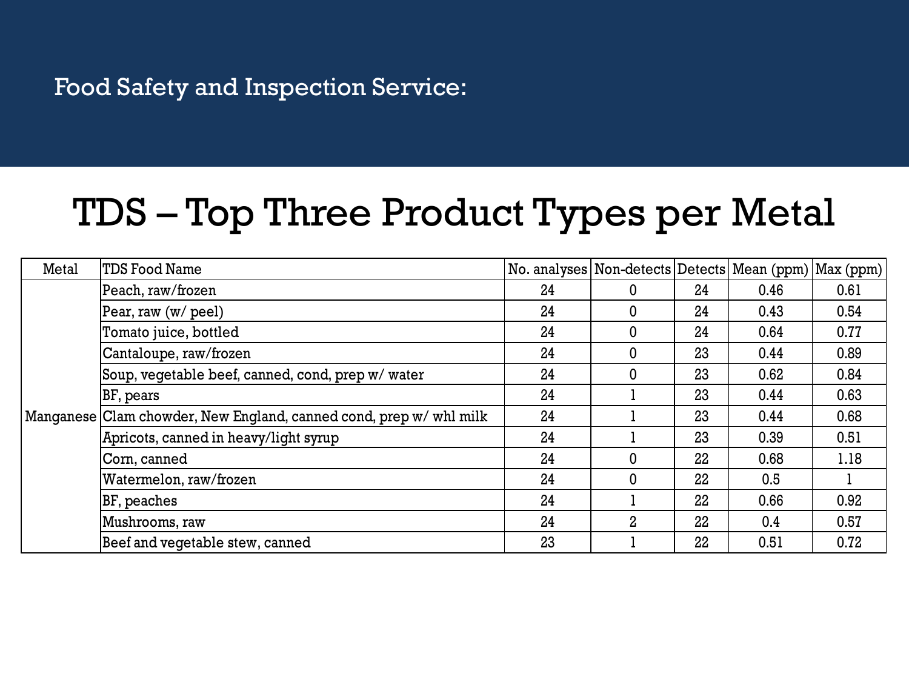Food Safety and Inspection Service:

# TDS – Top Three Product Types per Metal

| Metal | TDS Food Name | No. analyses | Non-detects | Detects | Mean (ppm) | Max (ppm) |
|---|---|---|---|---|---|---|
| Manganese | Peach, raw/frozen | 24 | 0 | 24 | 0.46 | 0.61 |
| | Pear, raw (w/ peel) | 24 | 0 | 24 | 0.43 | 0.54 |
| | Tomato juice, bottled | 24 | 0 | 24 | 0.64 | 0.77 |
| | Cantaloupe, raw/frozen | 24 | 0 | 23 | 0.44 | 0.89 |
| | Soup, vegetable beef, canned, cond, prep w/ water | 24 | 0 | 23 | 0.62 | 0.84 |
| | BF, pears | 24 | 1 | 23 | 0.44 | 0.63 |
| | Clam chowder, New England, canned cond, prep w/ whl milk | 24 | 1 | 23 | 0.44 | 0.68 |
| | Apricots, canned in heavy/light syrup | 24 | 1 | 23 | 0.39 | 0.51 |
| | Corn, canned | 24 | 0 | 22 | 0.68 | 1.18 |
| | Watermelon, raw/frozen | 24 | 0 | 22 | 0.5 | 1 |
| | BF, peaches | 24 | 1 | 22 | 0.66 | 0.92 |
| | Mushrooms, raw | 24 | 2 | 22 | 0.4 | 0.57 |
| | Beef and vegetable stew, canned | 23 | 1 | 22 | 0.51 | 0.72 |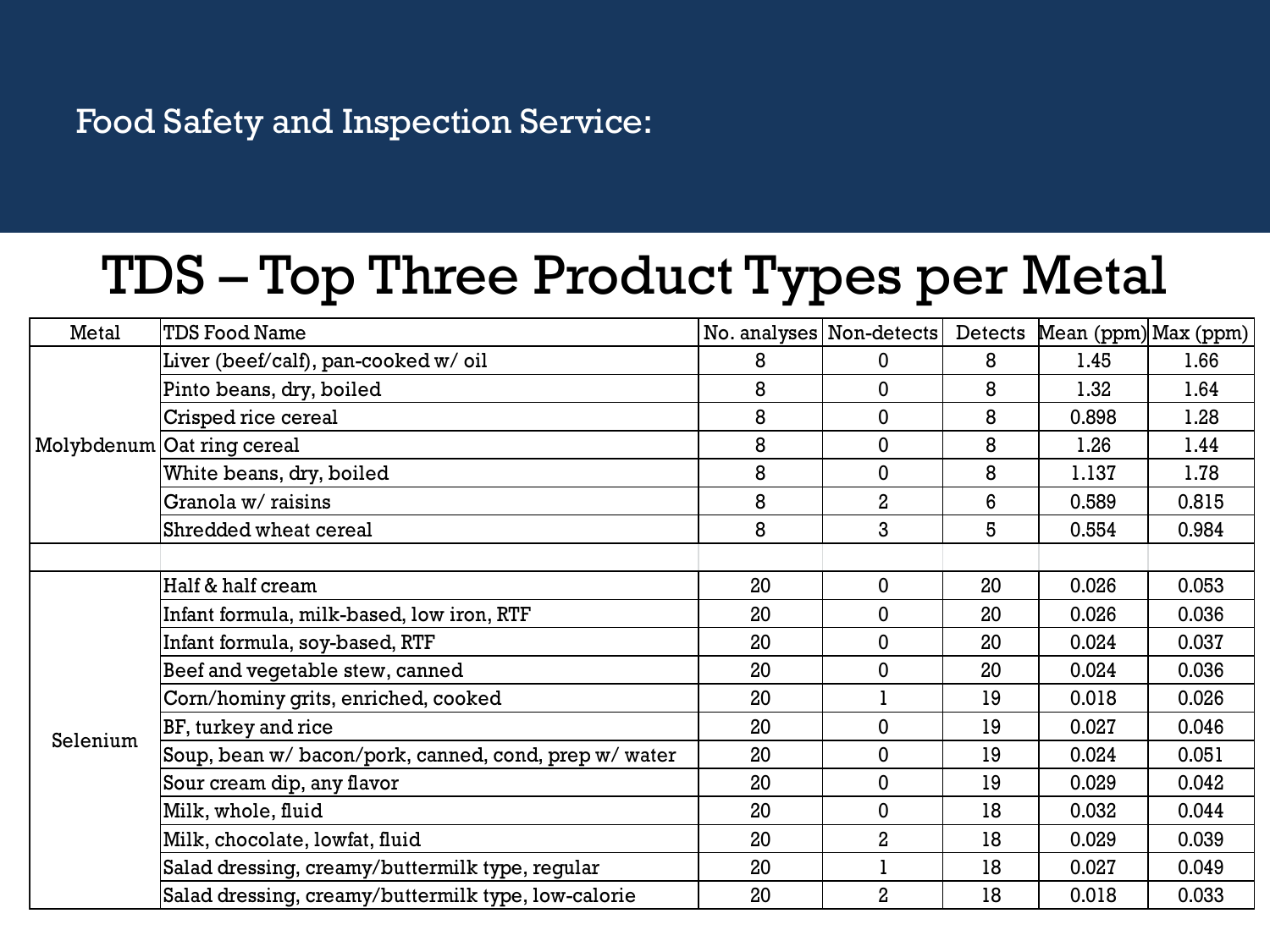Food Safety and Inspection Service:

# TDS – Top Three Product Types per Metal

| Metal | TDS Food Name | No. analyses | Non-detects | Detects | Mean (ppm) | Max (ppm) |
|---|---|---|---|---|---|---|
| Molybdenum | Liver (beef/calf), pan-cooked w/ oil | 8 | 0 | 8 | 1.45 | 1.66 |
| | Pinto beans, dry, boiled | 8 | 0 | 8 | 1.32 | 1.64 |
| | Crisped rice cereal | 8 | 0 | 8 | 0.898 | 1.28 |
| | Oat ring cereal | 8 | 0 | 8 | 1.26 | 1.44 |
| | White beans, dry, boiled | 8 | 0 | 8 | 1.137 | 1.78 |
| | Granola w/ raisins | 8 | 2 | 6 | 0.589 | 0.815 |
| | Shredded wheat cereal | 8 | 3 | 5 | 0.554 | 0.984 |
| | | | | | | |
| Selenium | Half & half cream | 20 | 0 | 20 | 0.026 | 0.053 |
| | Infant formula, milk-based, low iron, RTF | 20 | 0 | 20 | 0.026 | 0.036 |
| | Infant formula, soy-based, RTF | 20 | 0 | 20 | 0.024 | 0.037 |
| | Beef and vegetable stew, canned | 20 | 0 | 20 | 0.024 | 0.036 |
| | Corn/hominy grits, enriched, cooked | 20 | 1 | 19 | 0.018 | 0.026 |
| | BF, turkey and rice | 20 | 0 | 19 | 0.027 | 0.046 |
| | Soup, bean w/ bacon/pork, canned, cond, prep w/ water | 20 | 0 | 19 | 0.024 | 0.051 |
| | Sour cream dip, any flavor | 20 | 0 | 19 | 0.029 | 0.042 |
| | Milk, whole, fluid | 20 | 0 | 18 | 0.032 | 0.044 |
| | Milk, chocolate, lowfat, fluid | 20 | 2 | 18 | 0.029 | 0.039 |
| | Salad dressing, creamy/buttermilk type, regular | 20 | 1 | 18 | 0.027 | 0.049 |
| | Salad dressing, creamy/buttermilk type, low-calorie | 20 | 2 | 18 | 0.018 | 0.033 |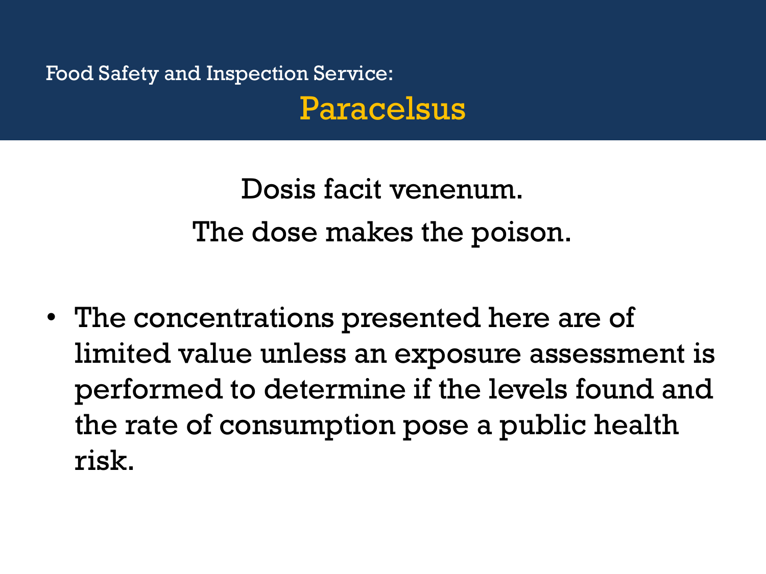Food Safety and Inspection Service:

# Paracelsus

Dosis facit venenum.

The dose makes the poison.

- The concentrations presented here are of limited value unless an exposure assessment is performed to determine if the levels found and the rate of consumption pose a public health risk.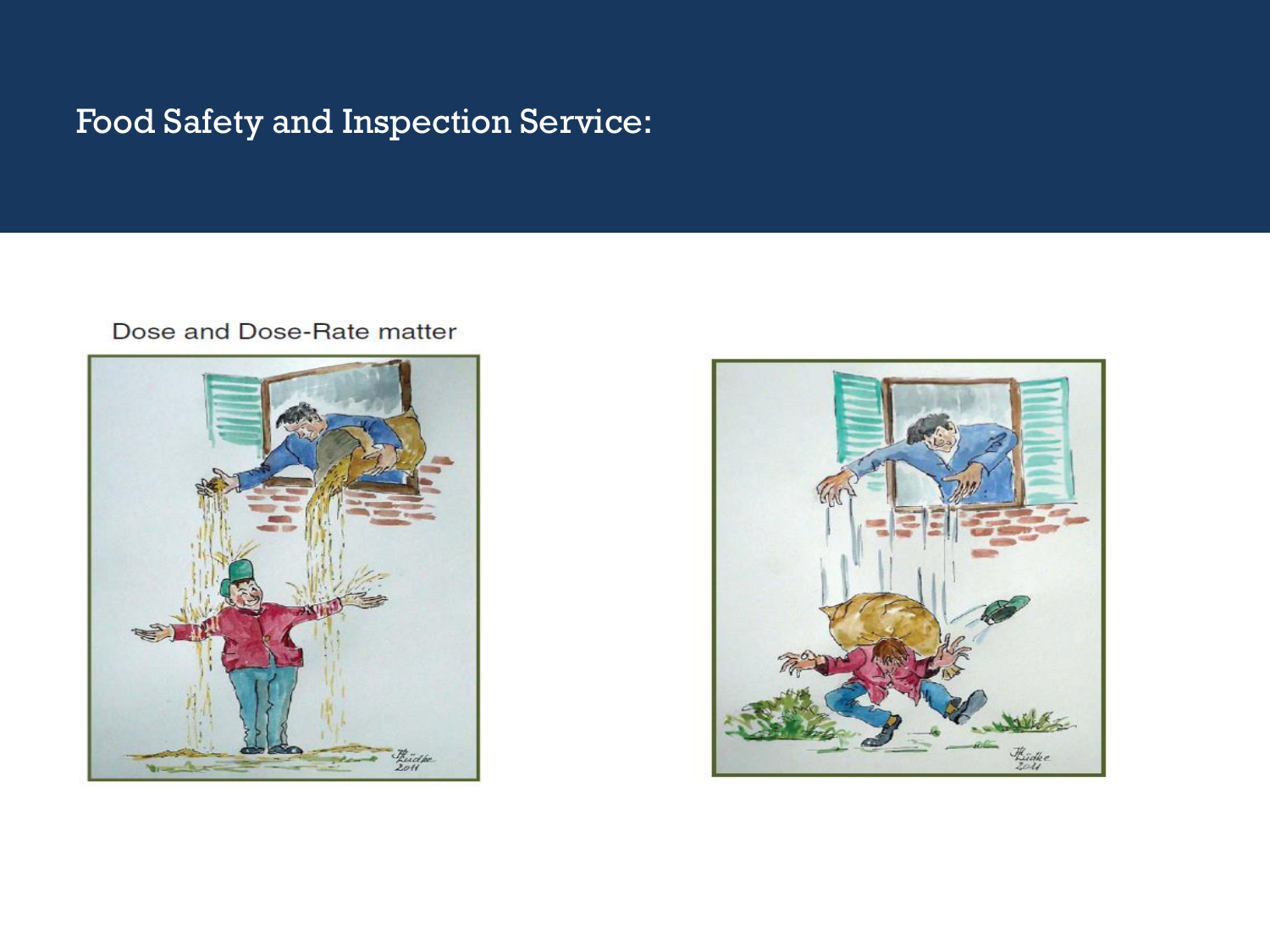# Food Safety and Inspection Service:

Dose and Dose-Rate matter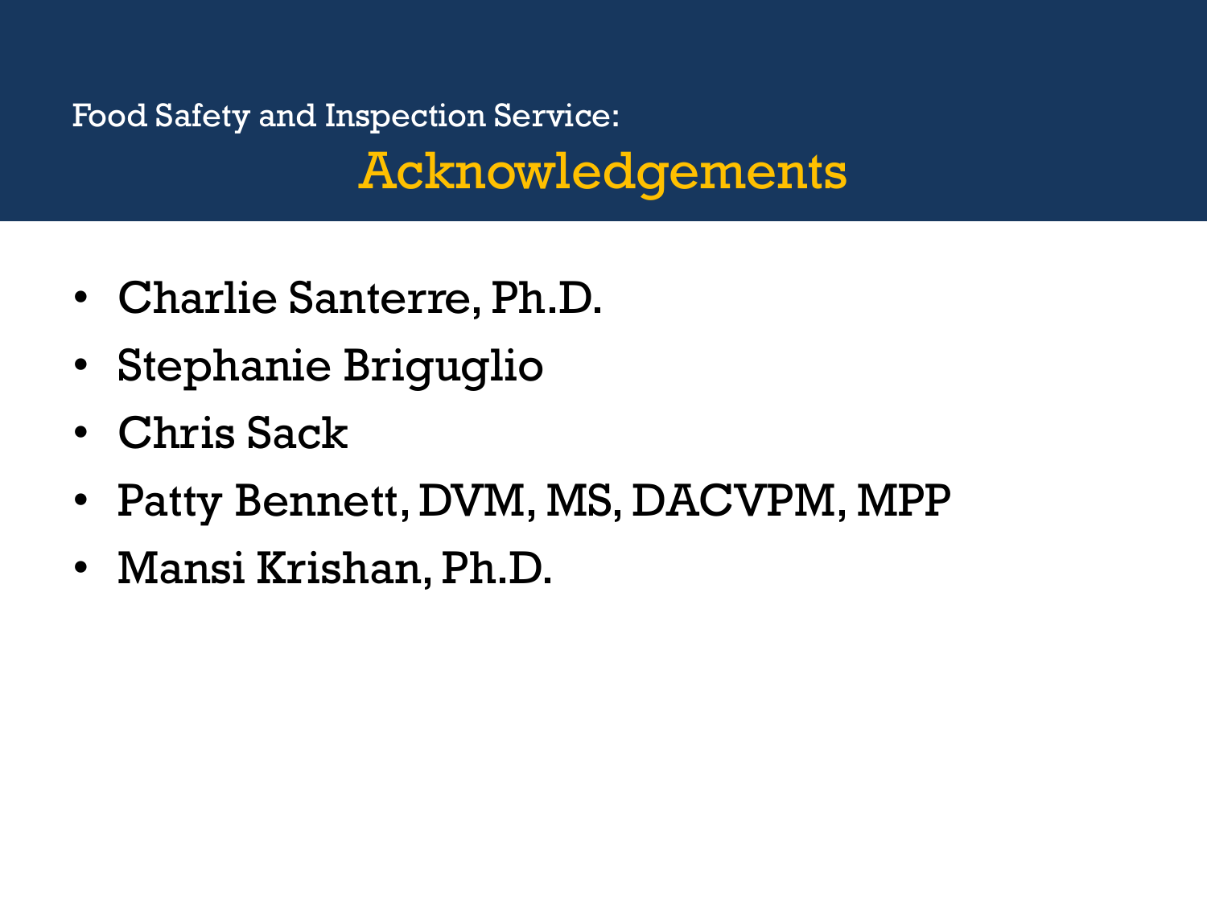Food Safety and Inspection Service:

# Acknowledgements

- Charlie Santerre, Ph.D.
- Stephanie Briguglio
- Chris Sack
- Patty Bennett, DVM, MS, DACVPM, MPP
- Mansi Krishan, Ph.D.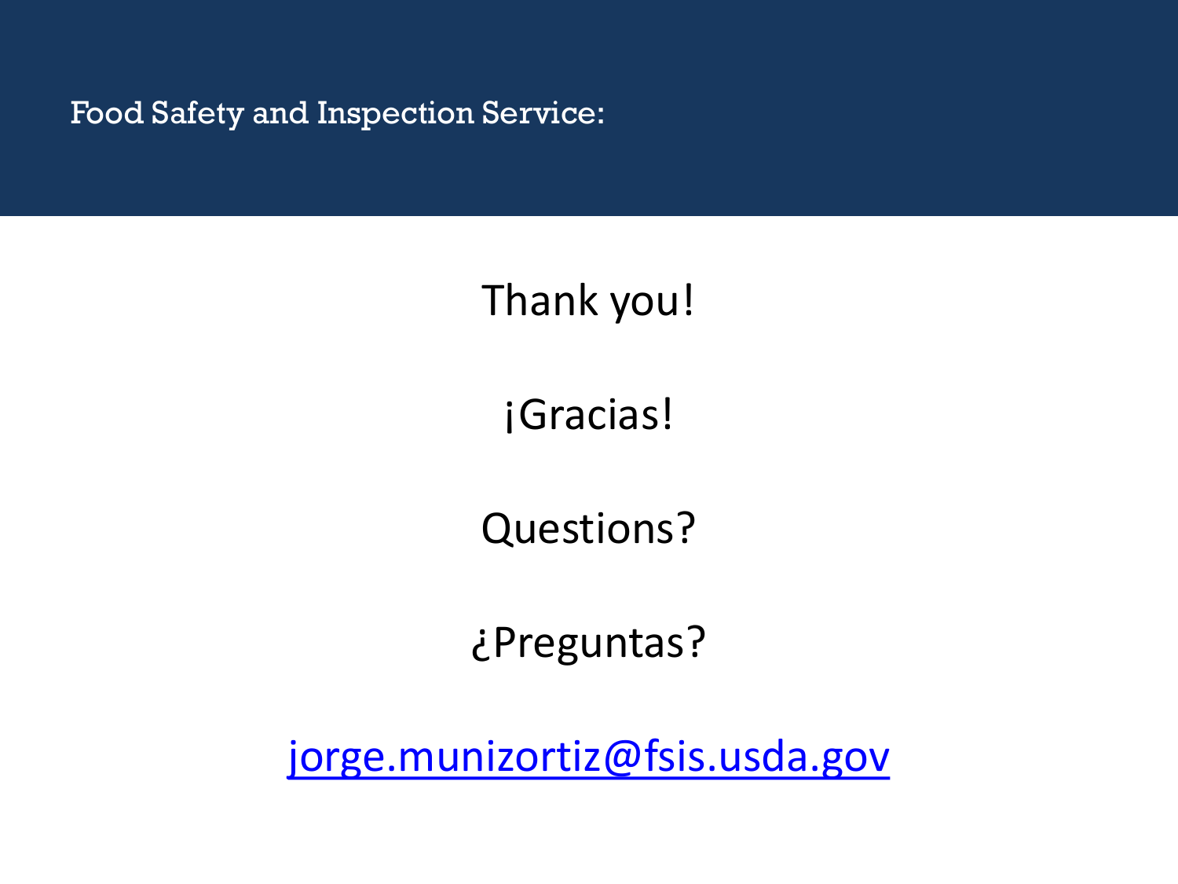Food Safety and Inspection Service:

Thank you!

¡Gracias!

Questions?

¿Preguntas?

jorge.munizortiz@fsis.usda.gov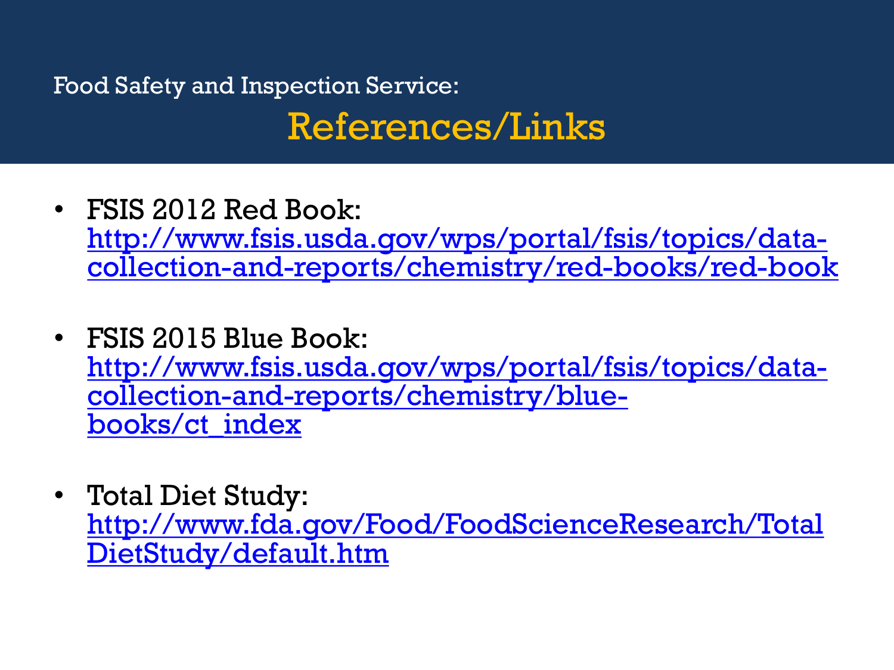Food Safety and Inspection Service:

# References/Links

- FSIS 2012 Red Book: http://www.fsis.usda.gov/wps/portal/fsis/topics/data-collection-and-reports/chemistry/red-books/red-book

- FSIS 2015 Blue Book: http://www.fsis.usda.gov/wps/portal/fsis/topics/data-collection-and-reports/chemistry/blue-books/ct_index

- Total Diet Study: http://www.fda.gov/Food/FoodScienceResearch/TotalDietStudy/default.htm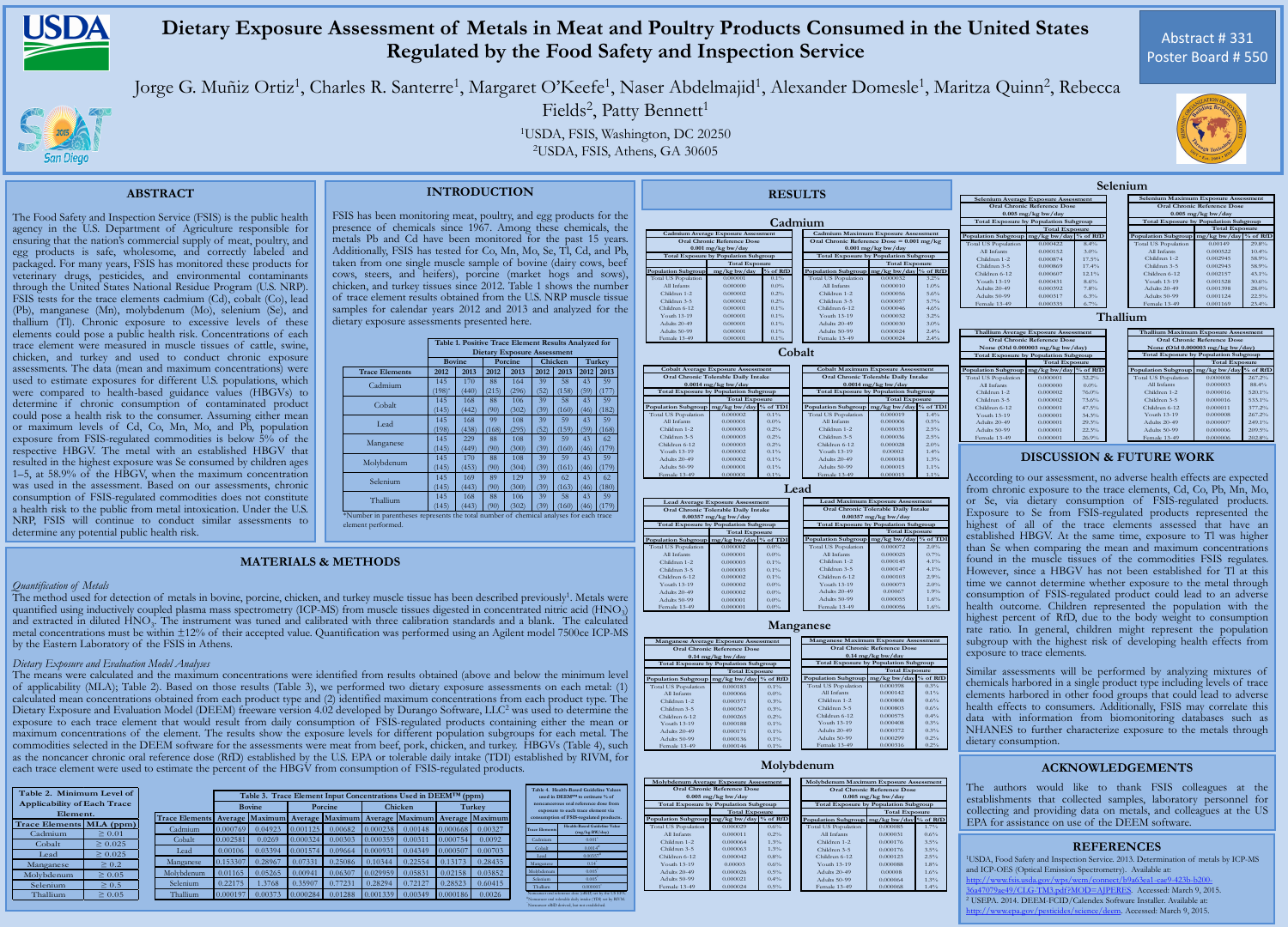# Dietary Exposure Assessment of Metals in Meat and Poultry Products Consumed in the United States Regulated by the Food Safety and Inspection Service

Abstract # 331
Poster Board # 550

Jorge G. Muñiz Ortiz[1], Charles R. Santerre[1], Margaret O'Keefe[1], Naser Abdelmajid[1], Alexander Domesle[1], Maritza Quinn[2], Rebecca Fields[2], Patty Bennett[1]

[1]USDA, FSIS, Washington, DC 20250
[2]USDA, FSIS, Athens, GA 30605

## ABSTRACT

The Food Safety and Inspection Service (FSIS) is the public health agency in the U.S. Department of Agriculture responsible for ensuring that the nation's commercial supply of meat, poultry, and egg products is safe, wholesome, and correctly labeled and packaged. For many years, FSIS has monitored these products for veterinary drugs, pesticides, and environmental contaminants through the United States National Residue Program (U.S. NRP). FSIS tests for the trace elements cadmium (Cd), cobalt (Co), lead (Pb), manganese (Mn), molybdenum (Mo), selenium (Se), and thallium (Tl). Chronic exposure to excessive levels of these elements could pose a public health risk. Concentrations of each trace element were measured in muscle tissues of cattle, swine, chicken, and turkey and used to conduct chronic exposure assessments. The data (mean and maximum concentrations) were used to estimate exposures for different U.S. populations, which were compared to health-based guidance values (HBGVs) to determine if chronic consumption of contaminated product could pose a health risk to the consumer. Assuming either mean or maximum levels of Cd, Co, Mn, Mo, and Pb, population exposure from FSIS-regulated commodities is below 5% of the respective HBGV. The metal with an established HBGV that resulted in the highest exposure was Se consumed by children ages 1–5, at 58.9% of the HBGV, when the maximum concentration was used in the assessment. Based on our assessments, chronic consumption of FSIS-regulated commodities does not constitute a health risk to the public from metal intoxication. Under the U.S. NRP, FSIS will continue to conduct similar assessments to determine any potential public health risk.

## INTRODUCTION

FSIS has been monitoring meat, poultry, and egg products for the presence of chemicals since 1967. Among these chemicals, the metals Pb and Cd have been monitored for the past 15 years. Additionally, FSIS has tested for Co, Mn, Mo, Se, Tl, Cd, and Pb, taken from one single muscle sample of bovine (dairy cows, beef cows, steers, and heifers), porcine (market hogs and sows), chicken, and turkey tissues since 2012. Table 1 shows the number of trace element results obtained from the U.S. NRP muscle tissue samples for calendar years 2012 and 2013 and analyzed for the dietary exposure assessments presented here.

**Table 1. Positive Trace Element Results Analyzed for Dietary Exposure Assessment**

| Trace Elements | Bovine 2012 | Bovine 2013 | Porcine 2012 | Porcine 2013 | Chicken 2012 | Chicken 2013 | Turkey 2012 | Turkey 2013 |
|---|---|---|---|---|---|---|---|---|
| Cadmium | 145 (198)* | 170 (440) | 88 (215) | 164 (296) | 39 (52) | 58 (158) | 43 (59) | 59 (177) |
| Cobalt | 145 (145) | 168 (442) | 88 (90) | 106 (302) | 39 (39) | 58 (160) | 43 (46) | 59 (182) |
| Lead | 145 (198) | 168 (438) | 99 (168) | 108 (295) | 39 (52) | 59 (159) | 59 (59) | 59 (168) |
| Manganese | 145 (145) | 229 (449) | 88 (90) | 108 (300) | 39 (39) | 59 (160) | 43 (46) | 62 (179) |
| Molybdenum | 145 (145) | 170 (453) | 88 (90) | 108 (304) | 39 (39) | 59 (161) | 43 (46) | 59 (179) |
| Selenium | 145 (145) | 169 (443) | 89 (90) | 129 (302) | 39 (39) | 62 (163) | 43 (46) | 62 (180) |
| Thallium | 145 (145) | 168 (443) | 88 (90) | 106 (302) | 39 (39) | 58 (160) | 43 (46) | 59 (179) |

*Number in parentheses represents the total number of chemical analyses for each trace element performed.

## MATERIALS & METHODS

*Quantification of Metals*

The method used for detection of metals in bovine, porcine, chicken, and turkey muscle tissue has been described previously[1]. Metals were quantified using inductively coupled plasma mass spectrometry (ICP-MS) from muscle tissues digested in concentrated nitric acid ($HNO_3$) and extracted in diluted $HNO_3$. The instrument was tuned and calibrated with three calibration standards and a blank. The calculated metal concentrations must be within ±12% of their accepted value. Quantification was performed using an Agilent model 7500ce ICP-MS by the Eastern Laboratory of the FSIS in Athens.

*Dietary Exposure and Evaluation Model Analyses*

The means were calculated and the maximum concentrations were identified from results obtained (above and below the minimum level of applicability (MLA); Table 2). Based on those results (Table 3), we performed two dietary exposure assessments on each metal: (1) calculated mean concentrations obtained from each product type and (2) identified maximum concentrations from each product type. The Dietary Exposure and Evaluation Model (DEEM) freeware version 4.02 developed by Durango Software, LLC[2] was used to determine the exposure to each trace element that would result from daily consumption of FSIS-regulated products containing either the mean or maximum concentrations of the element. The results show the exposure levels for different population subgroups for each metal. The commodities selected in the DEEM software for the assessments were meat from beef, pork, chicken, and turkey. HBGVs (Table 4), such as the noncancer chronic oral reference dose (RfD) established by the U.S. EPA or tolerable daily intake (TDI) established by RIVM, for each trace element were used to estimate the percent of the HBGV from consumption of FSIS-regulated products.

**Table 2. Minimum Level of Applicability of Each Trace Element.**

| Trace Elements | MLA (ppm) |
|---|---|
| Cadmium | ≥ 0.01 |
| Cobalt | ≥ 0.025 |
| Lead | ≥ 0.025 |
| Manganese | ≥ 0.2 |
| Molybdenum | ≥ 0.05 |
| Selenium | ≥ 0.5 |
| Thallium | ≥ 0.05 |

**Table 3. Trace Element Input Concentrations Used in DEEM™ (ppm)**

| Trace Elements | Bovine Average | Bovine Maximum | Porcine Average | Porcine Maximum | Chicken Average | Chicken Maximum | Turkey Average | Turkey Maximum |
|---|---|---|---|---|---|---|---|---|
| Cadmium | 0.000769 | 0.04923 | 0.001125 | 0.00682 | 0.000238 | 0.00148 | 0.000668 | 0.00327 |
| Cobalt | 0.002581 | 0.0269 | 0.000324 | 0.00303 | 0.000359 | 0.00311 | 0.000754 | 0.0092 |
| Lead | 0.00106 | 0.03394 | 0.001574 | 0.09664 | 0.000931 | 0.04349 | 0.000507 | 0.00703 |
| Manganese | 0.153307 | 0.28967 | 0.07331 | 0.25086 | 0.10344 | 0.22554 | 0.13173 | 0.28435 |
| Molybdenum | 0.01165 | 0.05265 | 0.00941 | 0.06307 | 0.029959 | 0.05831 | 0.02158 | 0.03852 |
| Selenium | 0.22175 | 1.3768 | 0.35907 | 0.77231 | 0.28294 | 0.72127 | 0.28523 | 0.60415 |
| Thallium | 0.000197 | 0.00373 | 0.000284 | 0.01288 | 0.001339 | 0.00349 | 0.000186 | 0.0026 |

**Table 4. Health-Based Guideline Values used in DEEM™ to estimate % of noncancerous oral reference dose from exposure to each trace element via consumption of FSIS-regulated products.**

| Trace Elements | Health-Based Guideline Value (mg/kg BW/day) |
|---|---|
| Cadmium | 0.001[a] |
| Cobalt | 0.0014[b] |
| Lead | 0.00357[b] |
| Manganese | 0.14[a] |
| Molybdenum | 0.005[a] |
| Selenium | 0.005[a] |
| Thallium | 0.000003[c] |

[a]Noncancer oral reference dose (oRfD) set by the US EPA. [b]Noncancer oral tolerable daily intake (TDI) set by RIVM. [c]Noncancer oRfD derived, but not established.

## RESULTS

### Cadmium

**Cadmium Average Exposure Assessment** — Oral Chronic Reference Dose 0.001 mg/kg bw/day

| Population Subgroup | Total Exposure mg/kg bw/day | % of RfD |
|---|---|---|
| Total US Population | 0.000001 | 0.1% |
| All Infants | 0.000000 | 0.0% |
| Children 1-2 | 0.000002 | 0.2% |
| Children 3-5 | 0.000002 | 0.2% |
| Children 6-12 | 0.000001 | 0.1% |
| Youth 13-19 | 0.000001 | 0.1% |
| Adults 20-49 | 0.000001 | 0.1% |
| Adults 50-99 | 0.000001 | 0.1% |
| Female 13-49 | 0.000001 | 0.1% |

**Cadmium Maximum Exposure Assessment** — Oral Chronic Reference Dose = 0.001 mg/kg bw/day

| Population Subgroup | Total Exposure mg/kg bw/day | % of RfD |
|---|---|---|
| Total US Population | 0.000032 | 3.2% |
| All Infants | 0.000010 | 1.0% |
| Children 1-2 | 0.000056 | 5.6% |
| Children 3-5 | 0.000057 | 5.7% |
| Children 6-12 | 0.000046 | 4.6% |
| Youth 13-19 | 0.000032 | 3.2% |
| Adults 20-49 | 0.000030 | 3.0% |
| Adults 50-99 | 0.000024 | 2.4% |
| Female 13-49 | 0.000024 | 2.4% |

### Cobalt

**Cobalt Average Exposure Assessment** — Oral Chronic Tolerable Daily Intake 0.0014 mg/kg bw/day

| Population Subgroup | Total Exposure mg/kg bw/day | % of TDI |
|---|---|---|
| Total US Population | 0.000002 | 0.1% |
| All Infants | 0.000001 | 0.0% |
| Children 1-2 | 0.000003 | 0.2% |
| Children 3-5 | 0.000003 | 0.2% |
| Children 6-12 | 0.000003 | 0.2% |
| Youth 13-19 | 0.000002 | 0.1% |
| Adults 20-49 | 0.000002 | 0.1% |
| Adults 50-99 | 0.000001 | 0.1% |
| Female 13-49 | 0.000001 | 0.1% |

**Cobalt Maximum Exposure Assessment** — Oral Chronic Tolerable Daily Intake 0.0014 mg/kg bw/day

| Population Subgroup | Total Exposure mg/kg bw/day | % of TDI |
|---|---|---|
| Total US Population | 0.000019 | 1.4% |
| All Infants | 0.000006 | 0.5% |
| Children 1-2 | 0.000035 | 2.5% |
| Children 3-5 | 0.000036 | 2.5% |
| Children 6-12 | 0.000028 | 2.0% |
| Youth 13-19 | 0.00002 | 1.4% |
| Adults 20-49 | 0.000018 | 1.3% |
| Adults 50-99 | 0.000015 | 1.1% |
| Female 13-49 | 0.000015 | 1.1% |

### Lead

**Lead Average Exposure Assessment** — Oral Chronic Tolerable Daily Intake 0.00357 mg/kg bw/day

| Population Subgroup | Total Exposure mg/kg bw/day | % of TDI |
|---|---|---|
| Total US Population | 0.000002 | 0.0% |
| All Infants | 0.000001 | 0.0% |
| Children 1-2 | 0.000003 | 0.1% |
| Children 3-5 | 0.000003 | 0.1% |
| Children 6-12 | 0.000003 | 0.1% |
| Youth 13-19 | 0.000002 | 0.0% |
| Adults 20-49 | 0.000002 | 0.0% |
| Adults 50-99 | 0.000001 | 0.0% |
| Female 13-49 | 0.000001 | 0.0% |

**Lead Maximum Exposure Assessment** — Oral Chronic Tolerable Daily Intake 0.00357 mg/kg bw/day

| Population Subgroup | Total Exposure mg/kg bw/day | % of TDI |
|---|---|---|
| Total US Population | 0.000072 | 2.0% |
| All Infants | 0.000025 | 0.7% |
| Children 1-2 | 0.000145 | 4.1% |
| Children 3-5 | 0.000147 | 4.1% |
| Children 6-12 | 0.000105 | 2.9% |
| Youth 13-19 | 0.000073 | 2.0% |
| Adults 20-49 | 0.000067 | 1.9% |
| Adults 50-99 | 0.000055 | 1.6% |
| Female 13-49 | 0.000056 | 1.6% |

### Manganese

**Manganese Average Exposure Assessment** — Oral Chronic Reference Dose 0.14 mg/kg bw/day

| Population Subgroup | Total Exposure mg/kg bw/day | % of RfD |
|---|---|---|
| Total US Population | 0.000183 | 0.1% |
| All Infants | 0.000066 | 0.0% |
| Children 1-2 | 0.000371 | 0.3% |
| Children 3-5 | 0.000367 | 0.3% |
| Children 6-12 | 0.000265 | 0.2% |
| Youth 13-19 | 0.000188 | 0.1% |
| Adults 20-49 | 0.000171 | 0.1% |
| Adults 50-99 | 0.000136 | 0.1% |
| Female 13-49 | 0.000146 | 0.1% |

**Manganese Maximum Exposure Assessment** — Oral Chronic Reference Dose 0.14 mg/kg bw/day

| Population Subgroup | Total Exposure mg/kg bw/day | % of RfD |
|---|---|---|
| Total US Population | 0.000398 | 0.3% |
| All Infants | 0.000142 | 0.1% |
| Children 1-2 | 0.000808 | 0.6% |
| Children 3-5 | 0.000803 | 0.6% |
| Children 6-12 | 0.000575 | 0.4% |
| Youth 13-19 | 0.000408 | 0.3% |
| Adults 20-49 | 0.000372 | 0.3% |
| Adults 50-99 | 0.000299 | 0.2% |
| Female 13-49 | 0.000316 | 0.2% |

### Molybdenum

**Molybdenum Average Exposure Assessment** — Oral Chronic Reference Dose 0.005 mg/kg bw/day

| Population Subgroup | Total Exposure mg/kg bw/day | % of RfD |
|---|---|---|
| Total US Population | 0.000029 | 0.6% |
| All Infants | 0.000011 | 0.2% |
| Children 1-2 | 0.000064 | 1.3% |
| Children 3-5 | 0.000063 | 1.3% |
| Children 6-12 | 0.000042 | 0.8% |
| Youth 13-19 | 0.00003 | 0.6% |
| Adults 20-49 | 0.000026 | 0.5% |
| Adults 50-99 | 0.000021 | 0.4% |
| Female 13-49 | 0.000024 | 0.5% |

**Molybdenum Maximum Exposure Assessment** — Oral Chronic Reference Dose 0.005 mg/kg bw/day

| Population Subgroup | Total Exposure mg/kg bw/day | % of RfD |
|---|---|---|
| Total US Population | 0.000085 | 1.7% |
| All Infants | 0.000031 | 0.6% |
| Children 1-2 | 0.000176 | 3.5% |
| Children 3-5 | 0.000176 | 3.5% |
| Children 6-12 | 0.000123 | 2.5% |
| Youth 13-19 | 0.000088 | 1.8% |
| Adults 20-49 | 0.00008 | 1.6% |
| Adults 50-99 | 0.000064 | 1.3% |
| Female 13-49 | 0.000068 | 1.4% |

### Selenium

**Selenium Average Exposure Assessment** — Oral Chronic Reference Dose 0.005 mg/kg bw/day

| Population Subgroup | Total Exposure mg/kg bw/day | % of RfD |
|---|---|---|
| Total US Population | 0.000422 | 8.4% |
| All Infants | 0.000152 | 3.0% |
| Children 1-2 | 0.000874 | 17.5% |
| Children 3-5 | 0.000869 | 17.4% |
| Children 6-12 | 0.000607 | 12.1% |
| Youth 13-19 | 0.000431 | 8.6% |
| Adults 20-49 | 0.000392 | 7.8% |
| Adults 50-99 | 0.000317 | 6.3% |
| Female 13-49 | 0.000335 | 6.7% |

**Selenium Maximum Exposure Assessment** — Oral Chronic Reference Dose 0.005 mg/kg bw/day

| Population Subgroup | Total Exposure mg/kg bw/day | % of RfD |
|---|---|---|
| Total US Population | 0.00149 | 29.8% |
| All Infants | 0.000522 | 10.4% |
| Children 1-2 | 0.002945 | 58.9% |
| Children 3-5 | 0.002943 | 58.9% |
| Children 6-12 | 0.002157 | 43.1% |
| Youth 13-19 | 0.001528 | 30.6% |
| Adults 20-49 | 0.001398 | 28.0% |
| Adults 50-99 | 0.001124 | 22.5% |
| Female 13-49 | 0.001169 | 23.4% |

### Thallium

**Thallium Average Exposure Assessment** — Oral Chronic Reference Dose None (Old 0.000003 mg/kg bw/day)

| Population Subgroup | Total Exposure mg/kg bw/day | % of RfD |
|---|---|---|
| Total US Population | 0.000001 | 32.2% |
| All Infants | 0.000000 | 0.0% |
| Children 1-2 | 0.000002 | 78.0% |
| Children 3-5 | 0.000002 | 73.6% |
| Children 6-12 | 0.000001 | 47.5% |
| Youth 13-19 | 0.000001 | 34.5% |
| Adults 20-49 | 0.000001 | 29.3% |
| Adults 50-99 | 0.000001 | 22.3% |
| Female 13-49 | 0.000001 | 26.9% |

**Thallium Maximum Exposure Assessment** — Oral Chronic Reference Dose None (Old 0.000003 mg/kg bw/day)

| Population Subgroup | Total Exposure mg/kg bw/day | % of RfD |
|---|---|---|
| Total US Population | 0.000008 | 267.2% |
| All Infants | 0.000003 | 88.4% |
| Children 1-2 | 0.000016 | 520.1% |
| Children 3-5 | 0.000016 | 533.1% |
| Children 6-12 | 0.000011 | 377.2% |
| Youth 13-19 | 0.000008 | 267.2% |
| Adults 20-49 | 0.000007 | 249.1% |
| Adults 50-99 | 0.000006 | 209.5% |
| Female 13-49 | 0.000006 | 202.8% |

## DISCUSSION & FUTURE WORK

According to our assessment, no adverse health effects are expected from chronic exposure to the trace elements, Cd, Co, Pb, Mn, Mo, or Se, via dietary consumption of FSIS-regulated products. Exposure to Se from FSIS-regulated products represented the highest of all of the trace elements assessed that have an established HBGV. At the same time, exposure to Tl was higher than Se when comparing the mean and maximum concentrations found in the muscle tissues of the commodities FSIS regulates. However, since a HBGV has not been established for Tl at this time we cannot determine whether exposure to the metal through consumption of FSIS-regulated product could lead to an adverse health outcome. Children represented the population with the highest percent of RfD, due to the body weight to consumption rate ratio. In general, children might represent the population subgroup with the highest risk of developing health effects from exposure to trace elements.

Similar assessments will be performed by analyzing mixtures of chemicals harbored in a single product type including levels of trace elements harbored in other food groups that could lead to adverse health effects to consumers. Additionally, FSIS may correlate this data with information from biomonitoring databases such as NHANES to further characterize exposure to the metals through dietary consumption.

## ACKNOWLEDGEMENTS

The authors would like to thank FSIS colleagues at the establishments that collected samples, laboratory personnel for collecting and providing data on metals, and colleagues at the US EPA for assistance on use of the DEEM software.

## REFERENCES

[1]USDA, Food Safety and Inspection Service. 2013. Determination of metals by ICP-MS and ICP-OES (Optical Emission Spectrometry). Available at: http://www.fsis.usda.gov/wps/wcm/connect/b9a63ea1-eae9-423b-b200-36a47079ae49/CLG-TM3.pdf?MOD=AJPERES. Accessed: March 9, 2015.
[2] USEPA. 2014. DEEM-FCID/Calendex Software Installer. Available at: http://www.epa.gov/pesticides/science/deem. Accessed: March 9, 2015.